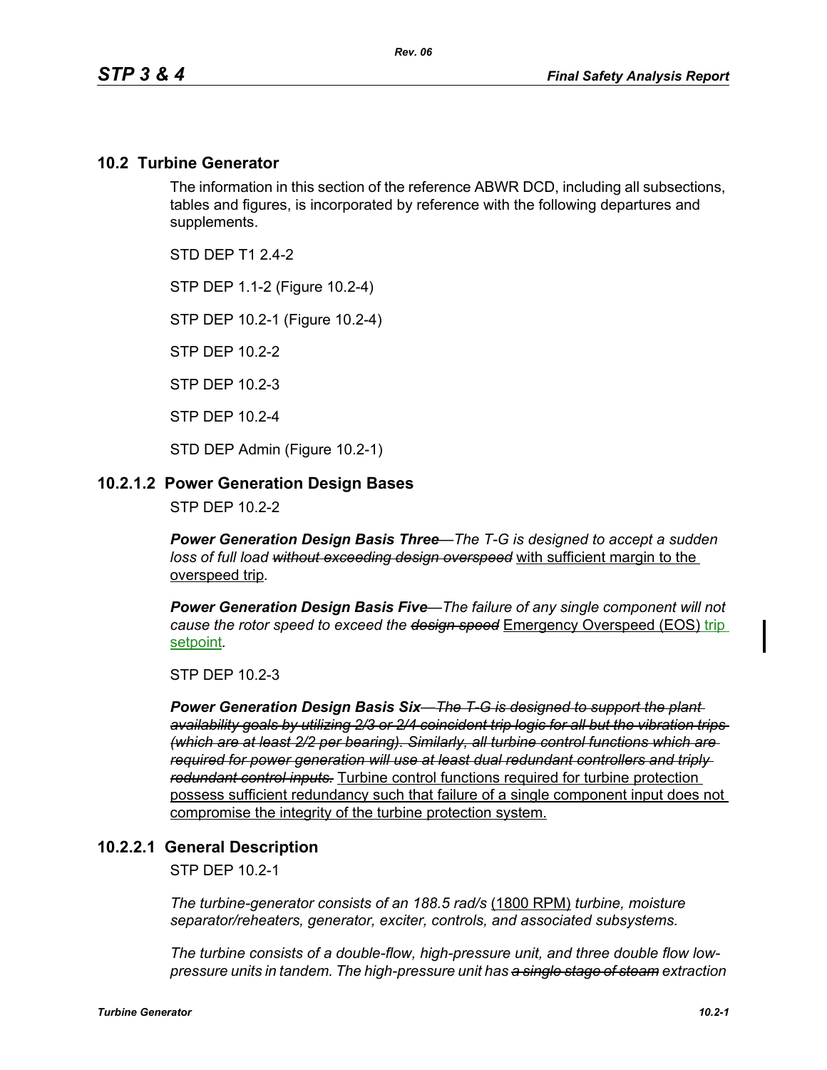## 10.2 Turbine Generator

The information in this section of the reference ABWR DCD, including all subsections, tables and figures, is incorporated by reference with the following departures and supplements.

STD DEP T1 2.4-2

STP DEP 1.1-2 (Figure 10.2-4)

STP DEP 10.2-1 (Figure 10.2-4)

STP DEP 10.2-2

STP DEP 10.2-3

STP DEP 10.2-4

STD DEP Admin (Figure 10.2-1)

### 10.2.1.2 Power Generation Design Bases

STP DEP 10.2-2

***Power Generation Design Basis Three***—*The T-G is designed to accept a sudden loss of full load* ~~*without exceeding design overspeed*~~ <u>with sufficient margin to the overspeed trip</u>*.*

***Power Generation Design Basis Five***—*The failure of any single component will not cause the rotor speed to exceed the* ~~*design speed*~~ <u>Emergency Overspeed (EOS)</u> <u>trip setpoint</u>*.*

STP DEP 10.2-3

***Power Generation Design Basis Six***~~*—The T-G is designed to support the plant availability goals by utilizing 2/3 or 2/4 coincident trip logic for all but the vibration trips (which are at least 2/2 per bearing). Similarly, all turbine control functions which are required for power generation will use at least dual redundant controllers and triply redundant control inputs.*~~ <u>Turbine control functions required for turbine protection possess sufficient redundancy such that failure of a single component input does not compromise the integrity of the turbine protection system.</u>

### 10.2.2.1 General Description

STP DEP 10.2-1

*The turbine-generator consists of an 188.5 rad/s* <u>(1800 RPM)</u> *turbine, moisture separator/reheaters, generator, exciter, controls, and associated subsystems.*

*The turbine consists of a double-flow, high-pressure unit, and three double flow low-pressure units in tandem. The high-pressure unit has* ~~*a single stage of steam*~~ *extraction*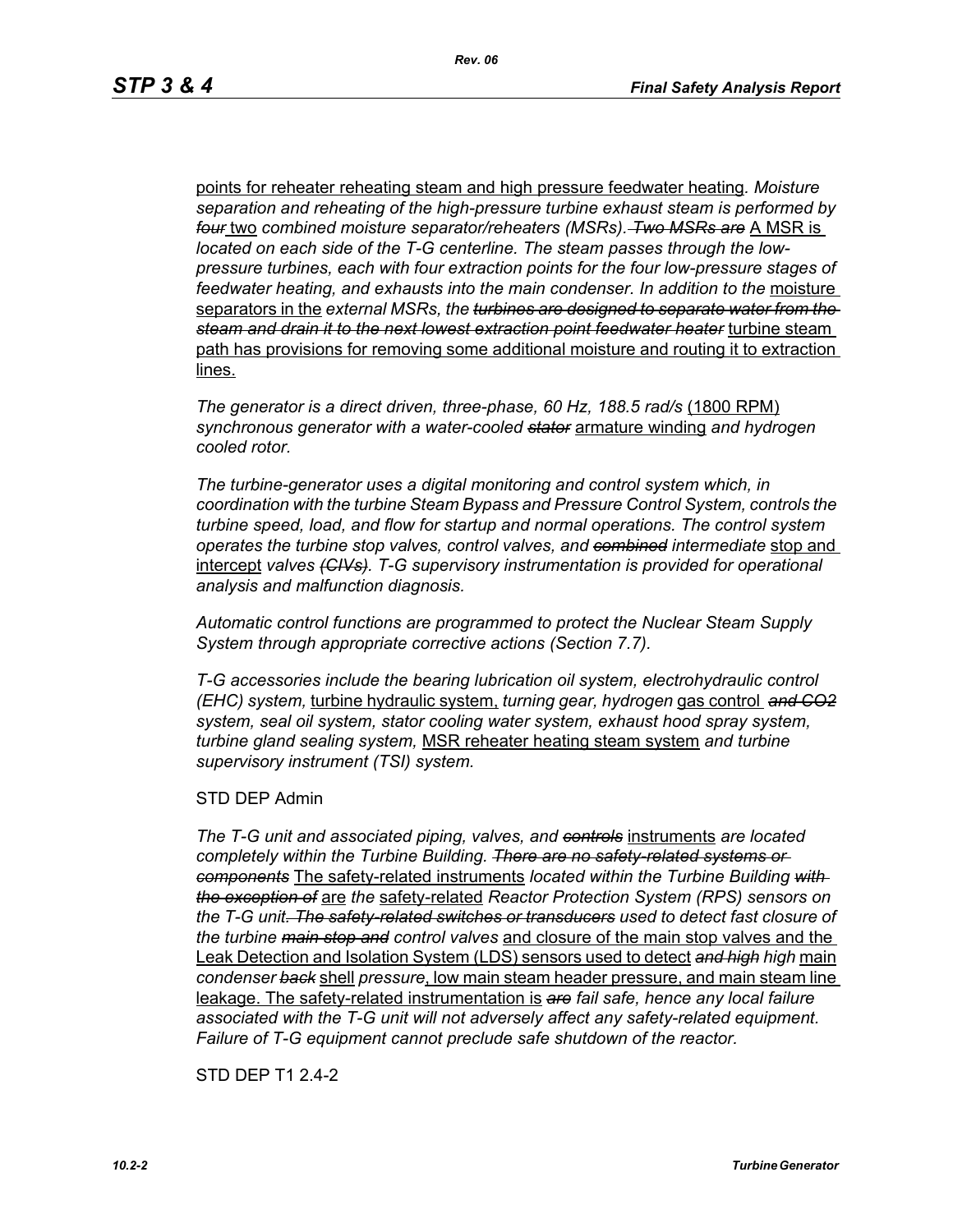points for reheater reheating steam and high pressure feedwater heating. *Moisture separation and reheating of the high-pressure turbine exhaust steam is performed by* ~~*four*~~ two *combined moisture separator/reheaters (MSRs).* ~~*Two MSRs are*~~ A MSR is *located on each side of the T-G centerline. The steam passes through the low-pressure turbines, each with four extraction points for the four low-pressure stages of feedwater heating, and exhausts into the main condenser. In addition to the* moisture separators in the *external MSRs, the* ~~*turbines are designed to separate water from the steam and drain it to the next lowest extraction point feedwater heater*~~ turbine steam path has provisions for removing some additional moisture and routing it to extraction lines.

*The generator is a direct driven, three-phase, 60 Hz, 188.5 rad/s* (1800 RPM) *synchronous generator with a water-cooled* ~~*stator*~~ armature winding *and hydrogen cooled rotor.*

*The turbine-generator uses a digital monitoring and control system which, in coordination with the turbine Steam Bypass and Pressure Control System, controls the turbine speed, load, and flow for startup and normal operations. The control system operates the turbine stop valves, control valves, and* ~~*combined*~~ *intermediate* stop and intercept *valves* ~~*(CIVs)*~~*. T-G supervisory instrumentation is provided for operational analysis and malfunction diagnosis.*

*Automatic control functions are programmed to protect the Nuclear Steam Supply System through appropriate corrective actions (Section 7.7).*

*T-G accessories include the bearing lubrication oil system, electrohydraulic control (EHC) system,* turbine hydraulic system, *turning gear, hydrogen* gas control ~~*and CO2*~~ *system, seal oil system, stator cooling water system, exhaust hood spray system, turbine gland sealing system,* MSR reheater heating steam system *and turbine supervisory instrument (TSI) system.*

STD DEP Admin

*The T-G unit and associated piping, valves, and* ~~*controls*~~ instruments *are located completely within the Turbine Building.* ~~*There are no safety-related systems or components*~~ The safety-related instruments *located within the Turbine Building* ~~*with the exception of*~~ are *the* safety-related *Reactor Protection System (RPS) sensors on the T-G unit*~~*. The safety-related switches or transducers*~~ *used to detect fast closure of the turbine* ~~*main stop and*~~ *control valves* and closure of the main stop valves and the Leak Detection and Isolation System (LDS) sensors used to detect ~~*and high*~~ *high* main *condenser* ~~*back*~~ shell *pressure*, low main steam header pressure, and main steam line leakage. The safety-related instrumentation is ~~*are*~~ *fail safe, hence any local failure associated with the T-G unit will not adversely affect any safety-related equipment. Failure of T-G equipment cannot preclude safe shutdown of the reactor.*

STD DEP T1 2.4-2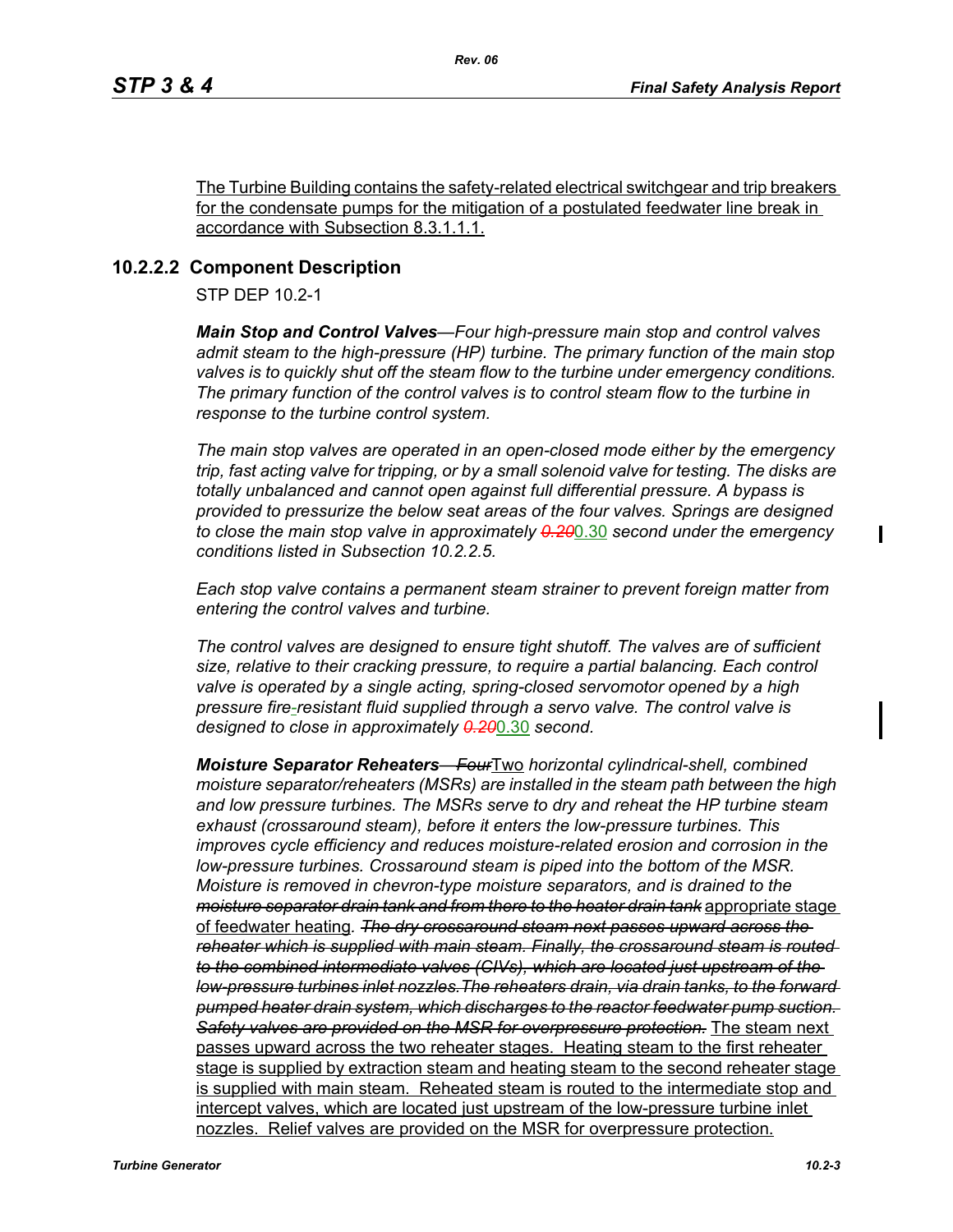The Turbine Building contains the safety-related electrical switchgear and trip breakers for the condensate pumps for the mitigation of a postulated feedwater line break in accordance with Subsection 8.3.1.1.1.

### 10.2.2.2 Component Description

STP DEP 10.2-1

***Main Stop and Control Valves****—Four high-pressure main stop and control valves admit steam to the high-pressure (HP) turbine. The primary function of the main stop valves is to quickly shut off the steam flow to the turbine under emergency conditions. The primary function of the control valves is to control steam flow to the turbine in response to the turbine control system.*

*The main stop valves are operated in an open-closed mode either by the emergency trip, fast acting valve for tripping, or by a small solenoid valve for testing. The disks are totally unbalanced and cannot open against full differential pressure. A bypass is provided to pressurize the below seat areas of the four valves. Springs are designed to close the main stop valve in approximately* ~~*0.20*~~0.30 *second under the emergency conditions listed in Subsection 10.2.2.5.*

*Each stop valve contains a permanent steam strainer to prevent foreign matter from entering the control valves and turbine.*

*The control valves are designed to ensure tight shutoff. The valves are of sufficient size, relative to their cracking pressure, to require a partial balancing. Each control valve is operated by a single acting, spring-closed servomotor opened by a high pressure fire-resistant fluid supplied through a servo valve. The control valve is designed to close in approximately* ~~*0.20*~~0.30 *second.*

***Moisture Separator Reheaters***~~*—Four*~~Two *horizontal cylindrical-shell, combined moisture separator/reheaters (MSRs) are installed in the steam path between the high and low pressure turbines. The MSRs serve to dry and reheat the HP turbine steam exhaust (crossaround steam), before it enters the low-pressure turbines. This improves cycle efficiency and reduces moisture-related erosion and corrosion in the low-pressure turbines. Crossaround steam is piped into the bottom of the MSR. Moisture is removed in chevron-type moisture separators, and is drained to the* ~~*moisture separator drain tank and from there to the heater drain tank*~~ appropriate stage of feedwater heating. ~~*The dry crossaround steam next passes upward across the reheater which is supplied with main steam. Finally, the crossaround steam is routed to the combined intermediate valves (CIVs), which are located just upstream of the low-pressure turbines inlet nozzles.The reheaters drain, via drain tanks, to the forward pumped heater drain system, which discharges to the reactor feedwater pump suction. Safety valves are provided on the MSR for overpressure protection.*~~ The steam next passes upward across the two reheater stages. Heating steam to the first reheater stage is supplied by extraction steam and heating steam to the second reheater stage is supplied with main steam. Reheated steam is routed to the intermediate stop and intercept valves, which are located just upstream of the low-pressure turbine inlet nozzles. Relief valves are provided on the MSR for overpressure protection.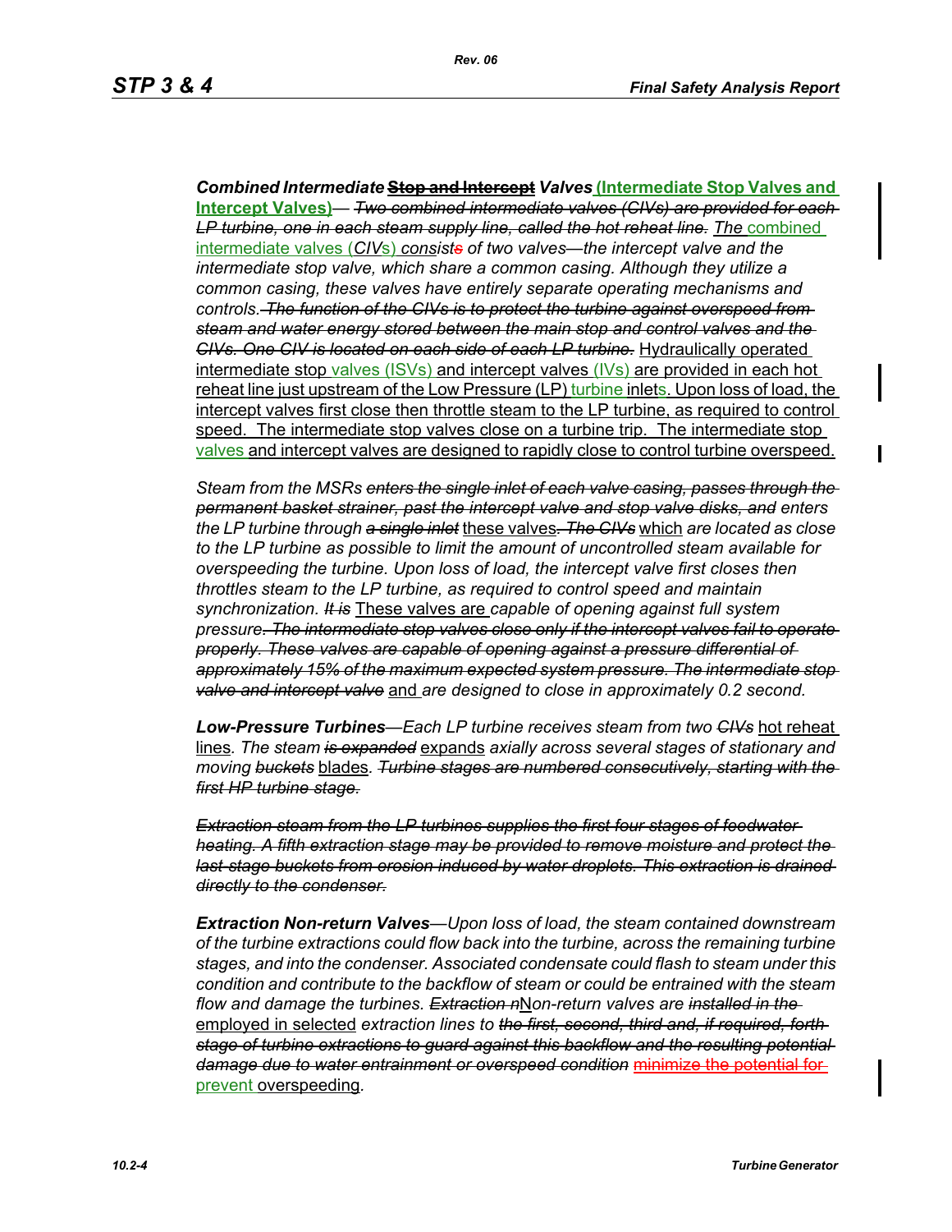***Combined Intermediate*** ~~**Stop and Intercept**~~ ***Valves*** **(Intermediate Stop Valves and Intercept Valves)***—* ~~*Two combined intermediate valves (CIVs) are provided for each LP turbine, one in each steam supply line, called the hot reheat line.*~~ The combined intermediate valves (*CIV*s) *consist*~~*s*~~ *of two valves—the intercept valve and the intermediate stop valve, which share a common casing. Although they utilize a common casing, these valves have entirely separate operating mechanisms and controls.* ~~*The function of the CIVs is to protect the turbine against overspeed from steam and water energy stored between the main stop and control valves and the CIVs. One CIV is located on each side of each LP turbine.*~~ Hydraulically operated intermediate stop valves (ISVs) and intercept valves (IVs) are provided in each hot reheat line just upstream of the Low Pressure (LP) turbine inlets. Upon loss of load, the intercept valves first close then throttle steam to the LP turbine, as required to control speed. The intermediate stop valves close on a turbine trip. The intermediate stop valves and intercept valves are designed to rapidly close to control turbine overspeed.

*Steam from the MSRs* ~~*enters the single inlet of each valve casing, passes through the permanent basket strainer, past the intercept valve and stop valve disks, and*~~ *enters the LP turbine through* ~~*a single inlet*~~ these valves~~*. The CIVs*~~ which *are located as close to the LP turbine as possible to limit the amount of uncontrolled steam available for overspeeding the turbine. Upon loss of load, the intercept valve first closes then throttles steam to the LP turbine, as required to control speed and maintain synchronization.* ~~*It is*~~ These valves are *capable of opening against full system pressure*~~*. The intermediate stop valves close only if the intercept valves fail to operate properly. These valves are capable of opening against a pressure differential of approximately 15% of the maximum expected system pressure. The intermediate stop valve and intercept valve*~~ and *are designed to close in approximately 0.2 second.*

***Low-Pressure Turbines****—Each LP turbine receives steam from two* ~~*CIVs*~~ hot reheat lines*. The steam* ~~*is expanded*~~ expands *axially across several stages of stationary and moving* ~~*buckets*~~ blades*.* ~~*Turbine stages are numbered consecutively, starting with the first HP turbine stage.*~~

~~*Extraction steam from the LP turbines supplies the first four stages of feedwater heating. A fifth extraction stage may be provided to remove moisture and protect the last-stage buckets from erosion induced by water droplets. This extraction is drained directly to the condenser.*~~

***Extraction Non-return Valves****—Upon loss of load, the steam contained downstream of the turbine extractions could flow back into the turbine, across the remaining turbine stages, and into the condenser. Associated condensate could flash to steam under this condition and contribute to the backflow of steam or could be entrained with the steam flow and damage the turbines.* ~~*Extraction n*~~Non*-return valves are* ~~*installed in the*~~ employed in selected *extraction lines to* ~~*the first, second, third and, if required, forth stage of turbine extractions to guard against this backflow and the resulting potential damage due to water entrainment or overspeed condition*~~ ~~minimize the potential for~~ prevent overspeeding*.*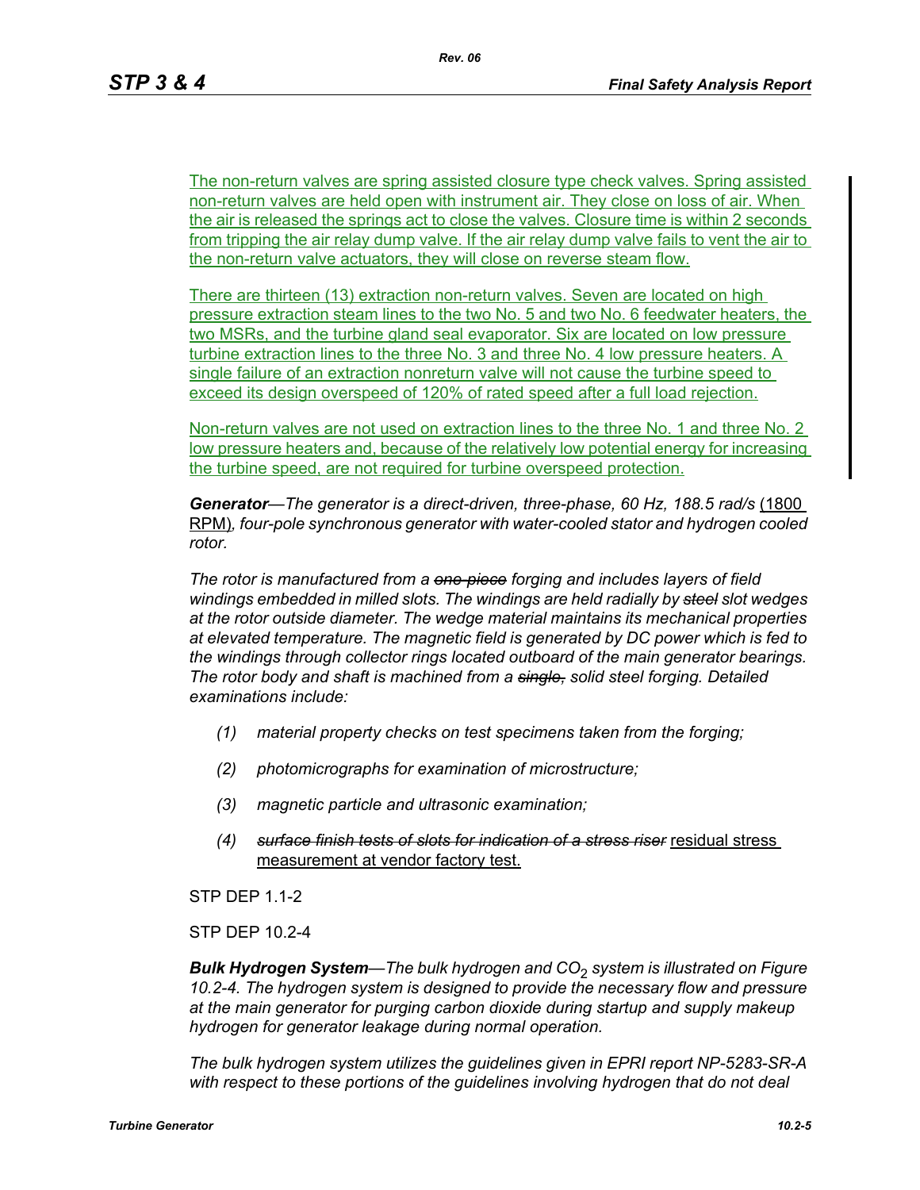The non-return valves are spring assisted closure type check valves. Spring assisted non-return valves are held open with instrument air. They close on loss of air. When the air is released the springs act to close the valves. Closure time is within 2 seconds from tripping the air relay dump valve. If the air relay dump valve fails to vent the air to the non-return valve actuators, they will close on reverse steam flow.

There are thirteen (13) extraction non-return valves. Seven are located on high pressure extraction steam lines to the two No. 5 and two No. 6 feedwater heaters, the two MSRs, and the turbine gland seal evaporator. Six are located on low pressure turbine extraction lines to the three No. 3 and three No. 4 low pressure heaters. A single failure of an extraction nonreturn valve will not cause the turbine speed to exceed its design overspeed of 120% of rated speed after a full load rejection.

Non-return valves are not used on extraction lines to the three No. 1 and three No. 2 low pressure heaters and, because of the relatively low potential energy for increasing the turbine speed, are not required for turbine overspeed protection.

***Generator****—The generator is a direct-driven, three-phase, 60 Hz, 188.5 rad/s* (1800 RPM)*, four-pole synchronous generator with water-cooled stator and hydrogen cooled rotor.*

*The rotor is manufactured from a* ~~*one-piece*~~ *forging and includes layers of field windings embedded in milled slots. The windings are held radially by* ~~*steel*~~ *slot wedges at the rotor outside diameter. The wedge material maintains its mechanical properties at elevated temperature. The magnetic field is generated by DC power which is fed to the windings through collector rings located outboard of the main generator bearings. The rotor body and shaft is machined from a* ~~*single,*~~ *solid steel forging. Detailed examinations include:*

*(1) material property checks on test specimens taken from the forging;*

*(2) photomicrographs for examination of microstructure;*

*(3) magnetic particle and ultrasonic examination;*

*(4)* ~~*surface finish tests of slots for indication of a stress riser*~~ residual stress measurement at vendor factory test.

STP DEP 1.1-2

STP DEP 10.2-4

***Bulk Hydrogen System****—The bulk hydrogen and $CO_2$ system is illustrated on Figure 10.2-4. The hydrogen system is designed to provide the necessary flow and pressure at the main generator for purging carbon dioxide during startup and supply makeup hydrogen for generator leakage during normal operation.*

*The bulk hydrogen system utilizes the guidelines given in EPRI report NP-5283-SR-A with respect to these portions of the guidelines involving hydrogen that do not deal*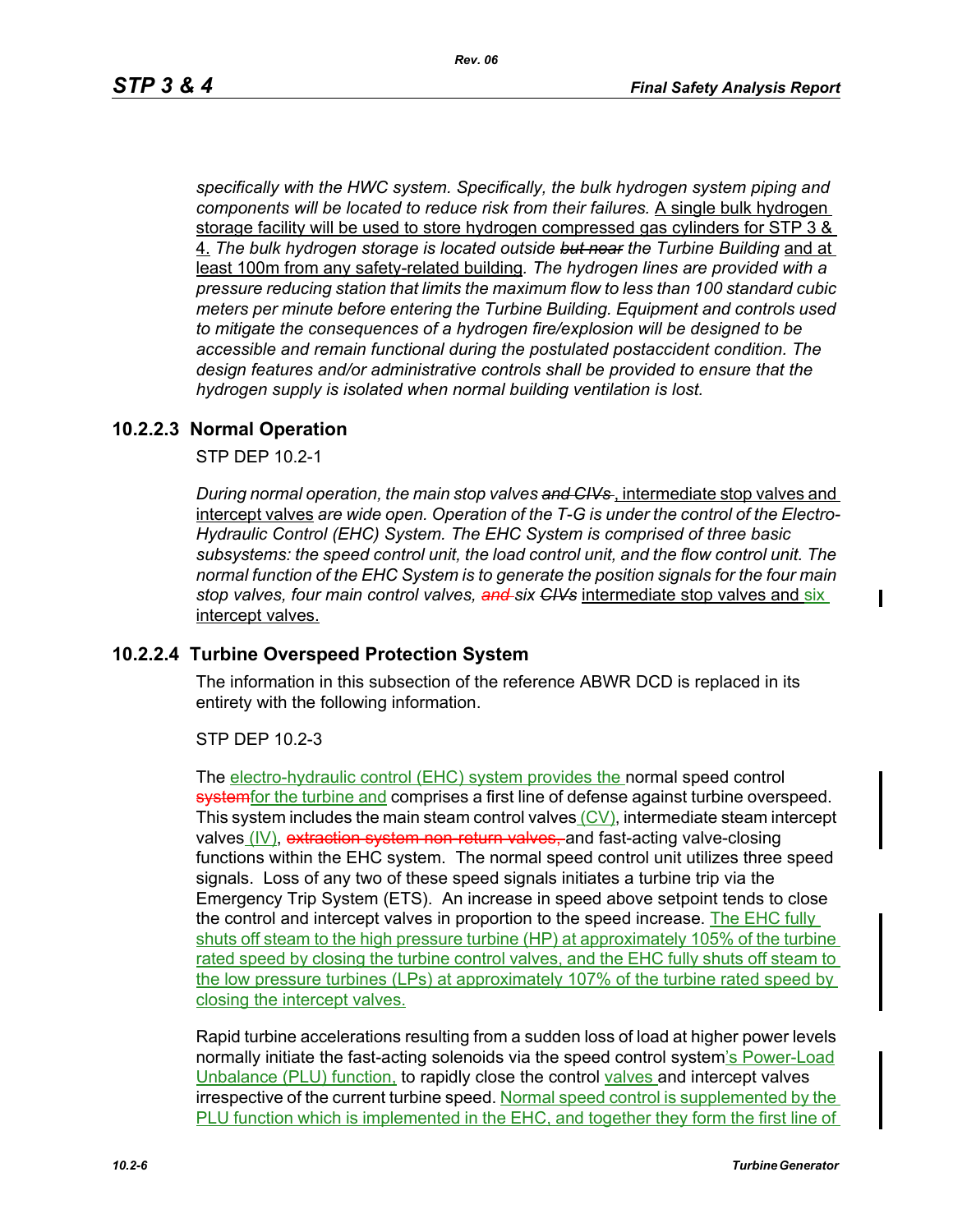*specifically with the HWC system. Specifically, the bulk hydrogen system piping and components will be located to reduce risk from their failures.* A single bulk hydrogen storage facility will be used to store hydrogen compressed gas cylinders for STP 3 & 4. *The bulk hydrogen storage is located outside ~~but near~~ the Turbine Building* and at least 100m from any safety-related building*. The hydrogen lines are provided with a pressure reducing station that limits the maximum flow to less than 100 standard cubic meters per minute before entering the Turbine Building. Equipment and controls used to mitigate the consequences of a hydrogen fire/explosion will be designed to be accessible and remain functional during the postulated postaccident condition. The design features and/or administrative controls shall be provided to ensure that the hydrogen supply is isolated when normal building ventilation is lost.*

## 10.2.2.3 Normal Operation

STP DEP 10.2-1

*During normal operation, the main stop valves ~~and CIVs~~*, intermediate stop valves and intercept valves *are wide open. Operation of the T-G is under the control of the Electro-Hydraulic Control (EHC) System. The EHC System is comprised of three basic subsystems: the speed control unit, the load control unit, and the flow control unit. The normal function of the EHC System is to generate the position signals for the four main stop valves, four main control valves, ~~and~~ six ~~CIVs~~* intermediate stop valves and six intercept valves.

## 10.2.2.4 Turbine Overspeed Protection System

The information in this subsection of the reference ABWR DCD is replaced in its entirety with the following information.

STP DEP 10.2-3

The electro-hydraulic control (EHC) system provides the normal speed control ~~system~~for the turbine and comprises a first line of defense against turbine overspeed. This system includes the main steam control valves (CV), intermediate steam intercept valves (IV), ~~extraction system non-return valves,~~ and fast-acting valve-closing functions within the EHC system. The normal speed control unit utilizes three speed signals. Loss of any two of these speed signals initiates a turbine trip via the Emergency Trip System (ETS). An increase in speed above setpoint tends to close the control and intercept valves in proportion to the speed increase. The EHC fully shuts off steam to the high pressure turbine (HP) at approximately 105% of the turbine rated speed by closing the turbine control valves, and the EHC fully shuts off steam to the low pressure turbines (LPs) at approximately 107% of the turbine rated speed by closing the intercept valves.

Rapid turbine accelerations resulting from a sudden loss of load at higher power levels normally initiate the fast-acting solenoids via the speed control system's Power-Load Unbalance (PLU) function, to rapidly close the control valves and intercept valves irrespective of the current turbine speed. Normal speed control is supplemented by the PLU function which is implemented in the EHC, and together they form the first line of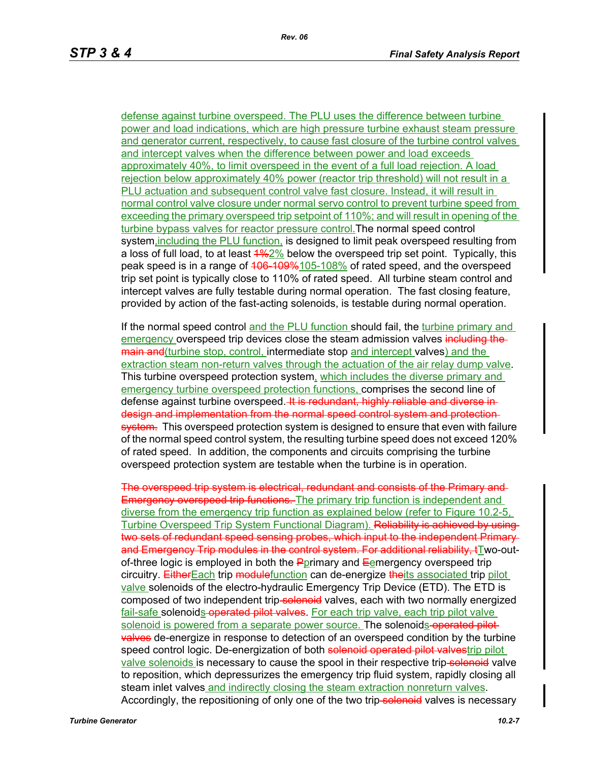defense against turbine overspeed. The PLU uses the difference between turbine power and load indications, which are high pressure turbine exhaust steam pressure and generator current, respectively, to cause fast closure of the turbine control valves and intercept valves when the difference between power and load exceeds approximately 40%, to limit overspeed in the event of a full load rejection. A load rejection below approximately 40% power (reactor trip threshold) will not result in a PLU actuation and subsequent control valve fast closure. Instead, it will result in normal control valve closure under normal servo control to prevent turbine speed from exceeding the primary overspeed trip setpoint of 110%; and will result in opening of the turbine bypass valves for reactor pressure control.The normal speed control system, including the PLU function, is designed to limit peak overspeed resulting from a loss of full load, to at least ~~1%~~2% below the overspeed trip set point. Typically, this peak speed is in a range of ~~106-109%~~105-108% of rated speed, and the overspeed trip set point is typically close to 110% of rated speed. All turbine steam control and intercept valves are fully testable during normal operation. The fast closing feature, provided by action of the fast-acting solenoids, is testable during normal operation.

If the normal speed control and the PLU function should fail, the turbine primary and emergency overspeed trip devices close the steam admission valves ~~including the main and~~(turbine stop, control, intermediate stop and intercept valves) and the extraction steam non-return valves through the actuation of the air relay dump valve. This turbine overspeed protection system, which includes the diverse primary and emergency turbine overspeed protection functions, comprises the second line of defense against turbine overspeed. ~~It is redundant, highly reliable and diverse in design and implementation from the normal speed control system and protection system.~~ This overspeed protection system is designed to ensure that even with failure of the normal speed control system, the resulting turbine speed does not exceed 120% of rated speed. In addition, the components and circuits comprising the turbine overspeed protection system are testable when the turbine is in operation.

~~The overspeed trip system is electrical, redundant and consists of the Primary and Emergency overspeed trip functions.~~ The primary trip function is independent and diverse from the emergency trip function as explained below (refer to Figure 10.2-5, Turbine Overspeed Trip System Functional Diagram). ~~Reliability is achieved by using two sets of redundant speed sensing probes, which input to the independent Primary and Emergency Trip modules in the control system. For additional reliability, t~~Two-out-of-three logic is employed in both the ~~P~~primary and ~~E~~emergency overspeed trip circuitry. ~~Either~~Each trip ~~module~~function can de-energize ~~the~~its associated trip pilot valve solenoids of the electro-hydraulic Emergency Trip Device (ETD). The ETD is composed of two independent trip ~~solenoid~~ valves, each with two normally energized fail-safe solenoids ~~operated pilot valves~~. For each trip valve, each trip pilot valve solenoid is powered from a separate power source. The solenoids ~~operated pilot valves~~ de-energize in response to detection of an overspeed condition by the turbine speed control logic. De-energization of both ~~solenoid operated pilot valves~~trip pilot valve solenoids is necessary to cause the spool in their respective trip ~~solenoid~~ valve to reposition, which depressurizes the emergency trip fluid system, rapidly closing all steam inlet valves and indirectly closing the steam extraction nonreturn valves. Accordingly, the repositioning of only one of the two trip ~~solenoid~~ valves is necessary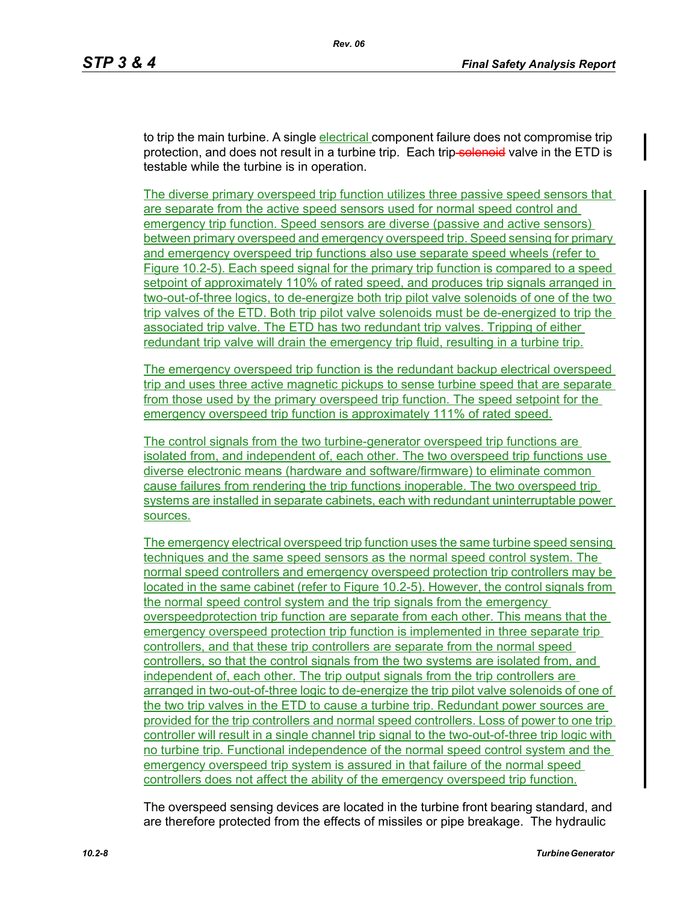to trip the main turbine. A single electrical component failure does not compromise trip protection, and does not result in a turbine trip. Each trip ~~solenoid~~ valve in the ETD is testable while the turbine is in operation.

The diverse primary overspeed trip function utilizes three passive speed sensors that are separate from the active speed sensors used for normal speed control and emergency trip function. Speed sensors are diverse (passive and active sensors) between primary overspeed and emergency overspeed trip. Speed sensing for primary and emergency overspeed trip functions also use separate speed wheels (refer to Figure 10.2-5). Each speed signal for the primary trip function is compared to a speed setpoint of approximately 110% of rated speed, and produces trip signals arranged in two-out-of-three logics, to de-energize both trip pilot valve solenoids of one of the two trip valves of the ETD. Both trip pilot valve solenoids must be de-energized to trip the associated trip valve. The ETD has two redundant trip valves. Tripping of either redundant trip valve will drain the emergency trip fluid, resulting in a turbine trip.

The emergency overspeed trip function is the redundant backup electrical overspeed trip and uses three active magnetic pickups to sense turbine speed that are separate from those used by the primary overspeed trip function. The speed setpoint for the emergency overspeed trip function is approximately 111% of rated speed.

The control signals from the two turbine-generator overspeed trip functions are isolated from, and independent of, each other. The two overspeed trip functions use diverse electronic means (hardware and software/firmware) to eliminate common cause failures from rendering the trip functions inoperable. The two overspeed trip systems are installed in separate cabinets, each with redundant uninterruptable power sources.

The emergency electrical overspeed trip function uses the same turbine speed sensing techniques and the same speed sensors as the normal speed control system. The normal speed controllers and emergency overspeed protection trip controllers may be located in the same cabinet (refer to Figure 10.2-5). However, the control signals from the normal speed control system and the trip signals from the emergency overspeedprotection trip function are separate from each other. This means that the emergency overspeed protection trip function is implemented in three separate trip controllers, and that these trip controllers are separate from the normal speed controllers, so that the control signals from the two systems are isolated from, and independent of, each other. The trip output signals from the trip controllers are arranged in two-out-of-three logic to de-energize the trip pilot valve solenoids of one of the two trip valves in the ETD to cause a turbine trip. Redundant power sources are provided for the trip controllers and normal speed controllers. Loss of power to one trip controller will result in a single channel trip signal to the two-out-of-three trip logic with no turbine trip. Functional independence of the normal speed control system and the emergency overspeed trip system is assured in that failure of the normal speed controllers does not affect the ability of the emergency overspeed trip function.

The overspeed sensing devices are located in the turbine front bearing standard, and are therefore protected from the effects of missiles or pipe breakage. The hydraulic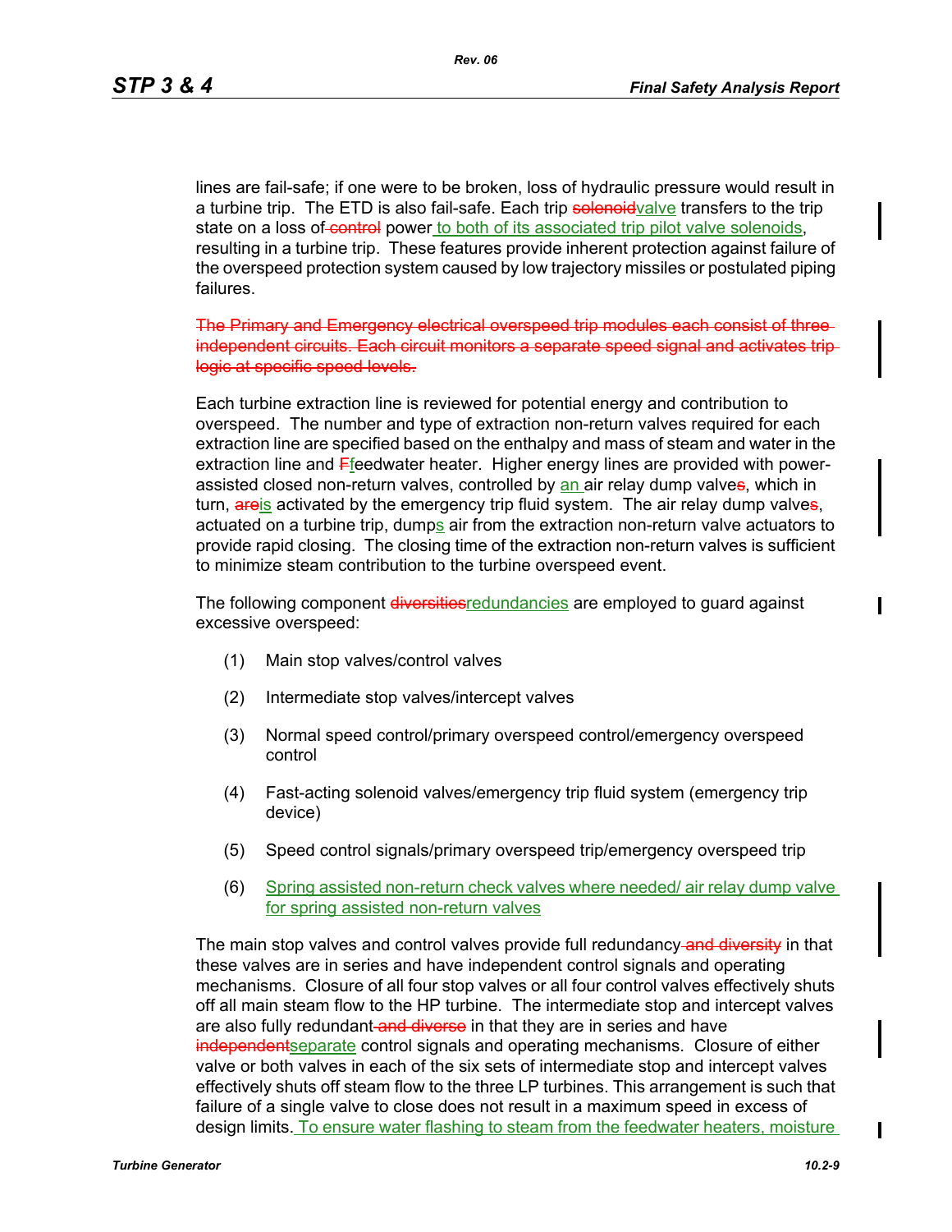lines are fail-safe; if one were to be broken, loss of hydraulic pressure would result in a turbine trip. The ETD is also fail-safe. Each trip ~~solenoid~~valve transfers to the trip state on a loss of ~~control~~ power to both of its associated trip pilot valve solenoids, resulting in a turbine trip. These features provide inherent protection against failure of the overspeed protection system caused by low trajectory missiles or postulated piping failures.

~~The Primary and Emergency electrical overspeed trip modules each consist of three independent circuits. Each circuit monitors a separate speed signal and activates trip logic at specific speed levels.~~

Each turbine extraction line is reviewed for potential energy and contribution to overspeed. The number and type of extraction non-return valves required for each extraction line are specified based on the enthalpy and mass of steam and water in the extraction line and ~~F~~feedwater heater. Higher energy lines are provided with power-assisted closed non-return valves, controlled by an air relay dump valve~~s~~, which in turn, ~~are~~is activated by the emergency trip fluid system. The air relay dump valve~~s~~, actuated on a turbine trip, dumps air from the extraction non-return valve actuators to provide rapid closing. The closing time of the extraction non-return valves is sufficient to minimize steam contribution to the turbine overspeed event.

The following component ~~diversities~~redundancies are employed to guard against excessive overspeed:

(1) Main stop valves/control valves

(2) Intermediate stop valves/intercept valves

(3) Normal speed control/primary overspeed control/emergency overspeed control

(4) Fast-acting solenoid valves/emergency trip fluid system (emergency trip device)

(5) Speed control signals/primary overspeed trip/emergency overspeed trip

(6) Spring assisted non-return check valves where needed/ air relay dump valve for spring assisted non-return valves

The main stop valves and control valves provide full redundancy ~~and diversity~~ in that these valves are in series and have independent control signals and operating mechanisms. Closure of all four stop valves or all four control valves effectively shuts off all main steam flow to the HP turbine. The intermediate stop and intercept valves are also fully redundant ~~and diverse~~ in that they are in series and have ~~independent~~separate control signals and operating mechanisms. Closure of either valve or both valves in each of the six sets of intermediate stop and intercept valves effectively shuts off steam flow to the three LP turbines. This arrangement is such that failure of a single valve to close does not result in a maximum speed in excess of design limits. To ensure water flashing to steam from the feedwater heaters, moisture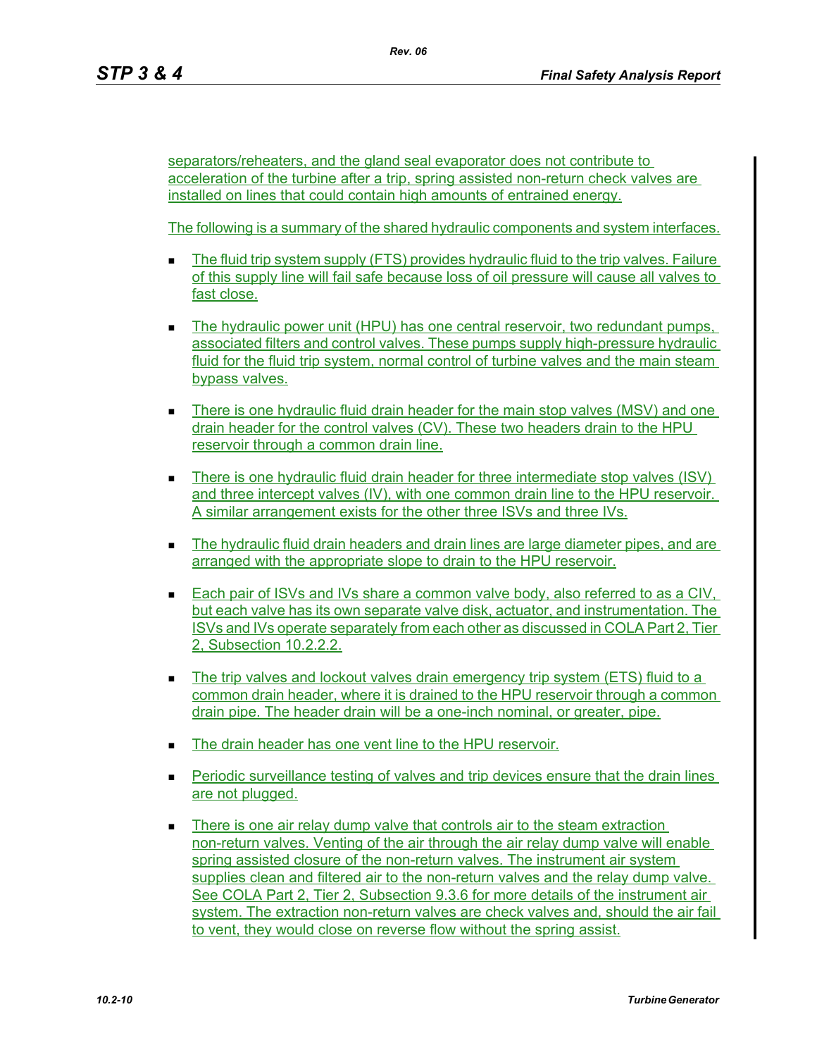separators/reheaters, and the gland seal evaporator does not contribute to acceleration of the turbine after a trip, spring assisted non-return check valves are installed on lines that could contain high amounts of entrained energy.

The following is a summary of the shared hydraulic components and system interfaces.

- The fluid trip system supply (FTS) provides hydraulic fluid to the trip valves. Failure of this supply line will fail safe because loss of oil pressure will cause all valves to fast close.
- The hydraulic power unit (HPU) has one central reservoir, two redundant pumps, associated filters and control valves. These pumps supply high-pressure hydraulic fluid for the fluid trip system, normal control of turbine valves and the main steam bypass valves.
- There is one hydraulic fluid drain header for the main stop valves (MSV) and one drain header for the control valves (CV). These two headers drain to the HPU reservoir through a common drain line.
- There is one hydraulic fluid drain header for three intermediate stop valves (ISV) and three intercept valves (IV), with one common drain line to the HPU reservoir. A similar arrangement exists for the other three ISVs and three IVs.
- The hydraulic fluid drain headers and drain lines are large diameter pipes, and are arranged with the appropriate slope to drain to the HPU reservoir.
- Each pair of ISVs and IVs share a common valve body, also referred to as a CIV, but each valve has its own separate valve disk, actuator, and instrumentation. The ISVs and IVs operate separately from each other as discussed in COLA Part 2, Tier 2, Subsection 10.2.2.2.
- The trip valves and lockout valves drain emergency trip system (ETS) fluid to a common drain header, where it is drained to the HPU reservoir through a common drain pipe. The header drain will be a one-inch nominal, or greater, pipe.
- The drain header has one vent line to the HPU reservoir.
- Periodic surveillance testing of valves and trip devices ensure that the drain lines are not plugged.
- There is one air relay dump valve that controls air to the steam extraction non-return valves. Venting of the air through the air relay dump valve will enable spring assisted closure of the non-return valves. The instrument air system supplies clean and filtered air to the non-return valves and the relay dump valve. See COLA Part 2, Tier 2, Subsection 9.3.6 for more details of the instrument air system. The extraction non-return valves are check valves and, should the air fail to vent, they would close on reverse flow without the spring assist.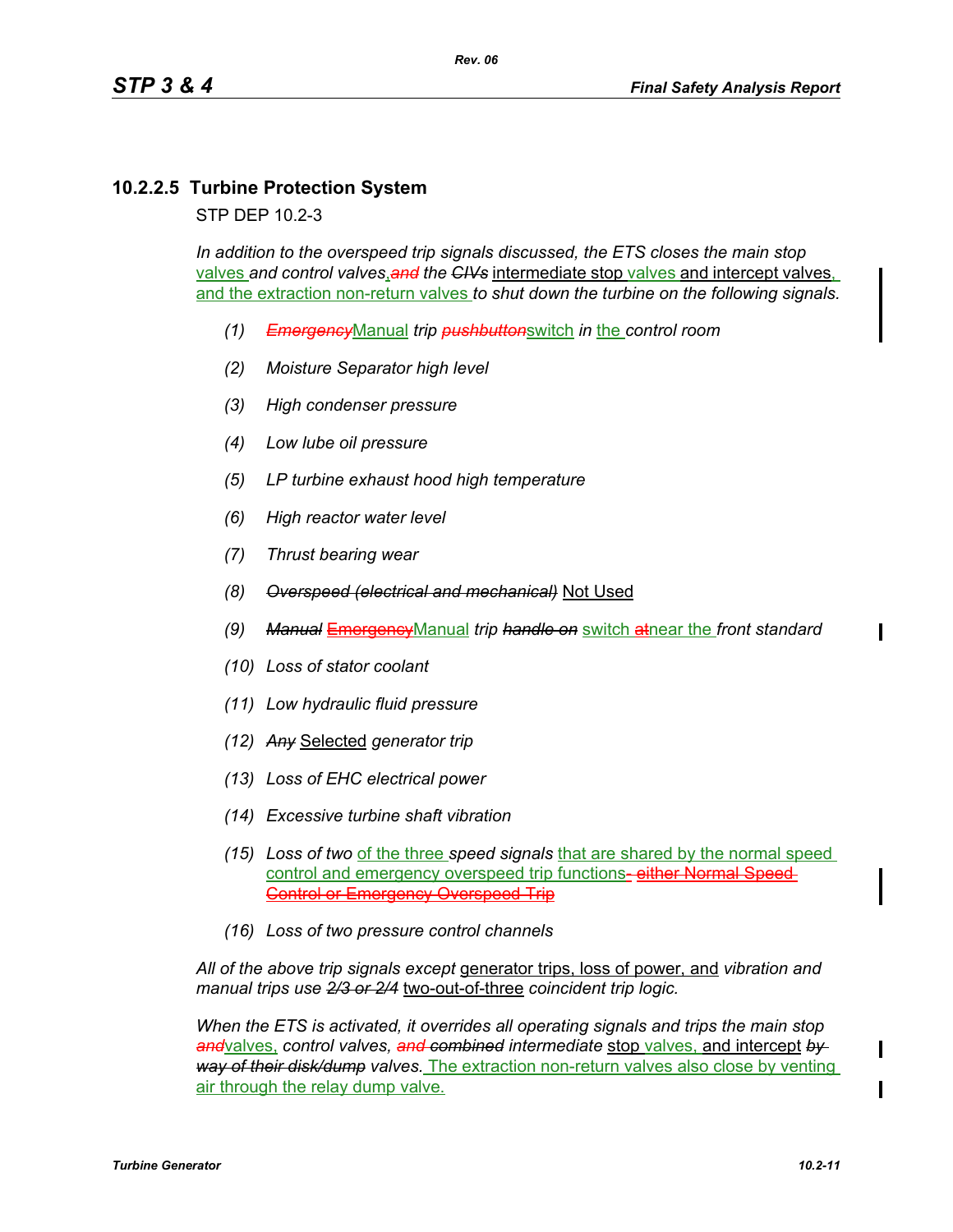### 10.2.2.5 Turbine Protection System

STP DEP 10.2-3

*In addition to the overspeed trip signals discussed, the ETS closes the main stop* valves *and control valves*,~~*and*~~ *the* ~~*CIVs*~~ intermediate stop valves and intercept valves, and the extraction non-return valves *to shut down the turbine on the following signals.*

*(1)* ~~*Emergency*~~Manual *trip* ~~*pushbutton*~~switch *in* the *control room*

*(2) Moisture Separator high level*

*(3) High condenser pressure*

*(4) Low lube oil pressure*

*(5) LP turbine exhaust hood high temperature*

*(6) High reactor water level*

*(7) Thrust bearing wear*

*(8)* ~~*Overspeed (electrical and mechanical)*~~ Not Used

*(9)* ~~*Manual*~~ ~~Emergency~~Manual *trip* ~~*handle on*~~ switch ~~at~~near the *front standard*

*(10) Loss of stator coolant*

*(11) Low hydraulic fluid pressure*

*(12)* ~~*Any*~~ Selected *generator trip*

*(13) Loss of EHC electrical power*

*(14) Excessive turbine shaft vibration*

*(15) Loss of two* of the three *speed signals* that are shared by the normal speed control and emergency overspeed trip functions~~- either Normal Speed Control or Emergency Overspeed Trip~~

*(16) Loss of two pressure control channels*

*All of the above trip signals except* generator trips, loss of power, and *vibration and manual trips use* ~~*2/3 or 2/4*~~ two-out-of-three *coincident trip logic.*

*When the ETS is activated, it overrides all operating signals and trips the main stop* ~~*and*~~valves, *control valves,* ~~*and*~~ ~~*combined*~~ *intermediate* stop valves, and intercept ~~*by way of their disk/dump*~~ *valves.* The extraction non-return valves also close by venting air through the relay dump valve.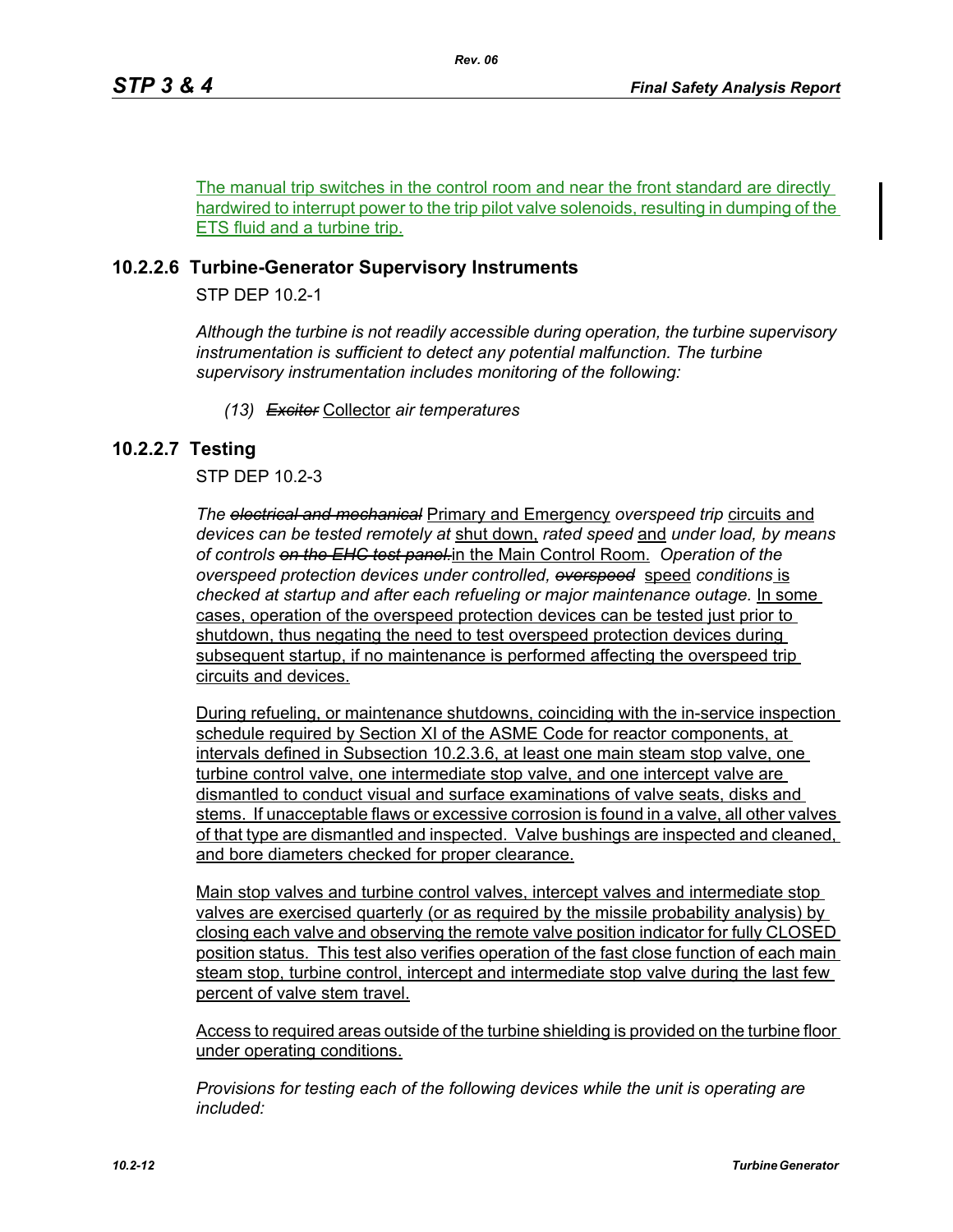The manual trip switches in the control room and near the front standard are directly hardwired to interrupt power to the trip pilot valve solenoids, resulting in dumping of the ETS fluid and a turbine trip.

## 10.2.2.6 Turbine-Generator Supervisory Instruments

STP DEP 10.2-1

*Although the turbine is not readily accessible during operation, the turbine supervisory instrumentation is sufficient to detect any potential malfunction. The turbine supervisory instrumentation includes monitoring of the following:*

*(13)* ~~*Exciter*~~ Collector *air temperatures*

## 10.2.2.7 Testing

STP DEP 10.2-3

*The* ~~*electrical and mechanical*~~ Primary and Emergency *overspeed trip* circuits and *devices can be tested remotely at* shut down, *rated speed* and *under load, by means of controls* ~~*on the EHC test panel.*~~ in the Main Control Room. *Operation of the overspeed protection devices under controlled,* ~~*overspeed*~~ speed *conditions* is *checked at startup and after each refueling or major maintenance outage.* In some cases, operation of the overspeed protection devices can be tested just prior to shutdown, thus negating the need to test overspeed protection devices during subsequent startup, if no maintenance is performed affecting the overspeed trip circuits and devices.

During refueling, or maintenance shutdowns, coinciding with the in-service inspection schedule required by Section XI of the ASME Code for reactor components, at intervals defined in Subsection 10.2.3.6, at least one main steam stop valve, one turbine control valve, one intermediate stop valve, and one intercept valve are dismantled to conduct visual and surface examinations of valve seats, disks and stems. If unacceptable flaws or excessive corrosion is found in a valve, all other valves of that type are dismantled and inspected. Valve bushings are inspected and cleaned, and bore diameters checked for proper clearance.

Main stop valves and turbine control valves, intercept valves and intermediate stop valves are exercised quarterly (or as required by the missile probability analysis) by closing each valve and observing the remote valve position indicator for fully CLOSED position status. This test also verifies operation of the fast close function of each main steam stop, turbine control, intercept and intermediate stop valve during the last few percent of valve stem travel.

Access to required areas outside of the turbine shielding is provided on the turbine floor under operating conditions.

*Provisions for testing each of the following devices while the unit is operating are included:*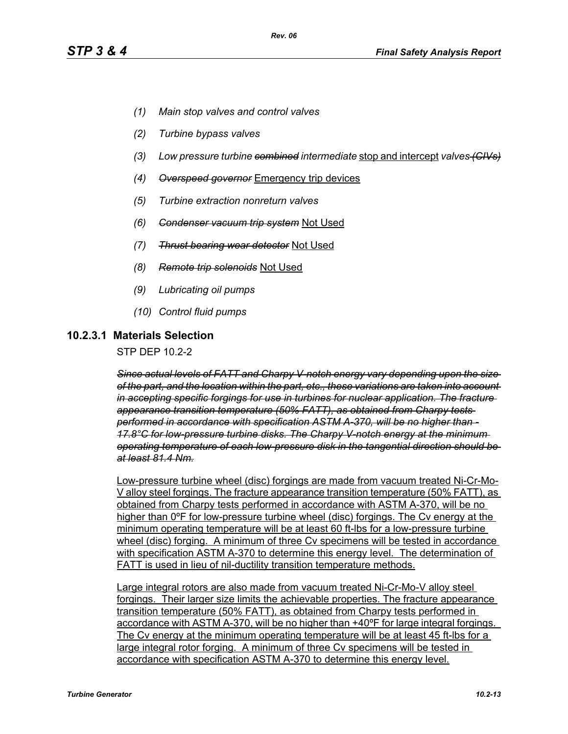- *(1) Main stop valves and control valves*
- *(2) Turbine bypass valves*
- *(3) Low pressure turbine ~~combined~~ intermediate* stop and intercept *valves ~~(CIVs)~~*
- *(4) ~~Overspeed governor~~* Emergency trip devices
- *(5) Turbine extraction nonreturn valves*
- *(6) ~~Condenser vacuum trip system~~* Not Used
- *(7) ~~Thrust bearing wear detector~~* Not Used
- *(8) ~~Remote trip solenoids~~* Not Used
- *(9) Lubricating oil pumps*
- *(10) Control fluid pumps*

### 10.2.3.1 Materials Selection

STP DEP 10.2-2

*~~Since actual levels of FATT and Charpy V-notch energy vary depending upon the size of the part, and the location within the part, etc., these variations are taken into account in accepting specific forgings for use in turbines for nuclear application. The fracture appearance transition temperature (50% FATT), as obtained from Charpy tests performed in accordance with specification ASTM A-370, will be no higher than -17.8°C for low-pressure turbine disks. The Charpy V-notch energy at the minimum operating temperature of each low-pressure disk in the tangential direction should be at least 81.4 Nm.~~*

Low-pressure turbine wheel (disc) forgings are made from vacuum treated Ni-Cr-Mo-V alloy steel forgings. The fracture appearance transition temperature (50% FATT), as obtained from Charpy tests performed in accordance with ASTM A-370, will be no higher than 0ºF for low-pressure turbine wheel (disc) forgings. The Cv energy at the minimum operating temperature will be at least 60 ft-lbs for a low-pressure turbine wheel (disc) forging. A minimum of three Cv specimens will be tested in accordance with specification ASTM A-370 to determine this energy level. The determination of FATT is used in lieu of nil-ductility transition temperature methods.

Large integral rotors are also made from vacuum treated Ni-Cr-Mo-V alloy steel forgings. Their larger size limits the achievable properties. The fracture appearance transition temperature (50% FATT), as obtained from Charpy tests performed in accordance with ASTM A-370, will be no higher than +40ºF for large integral forgings. The Cv energy at the minimum operating temperature will be at least 45 ft-lbs for a large integral rotor forging. A minimum of three Cv specimens will be tested in accordance with specification ASTM A-370 to determine this energy level.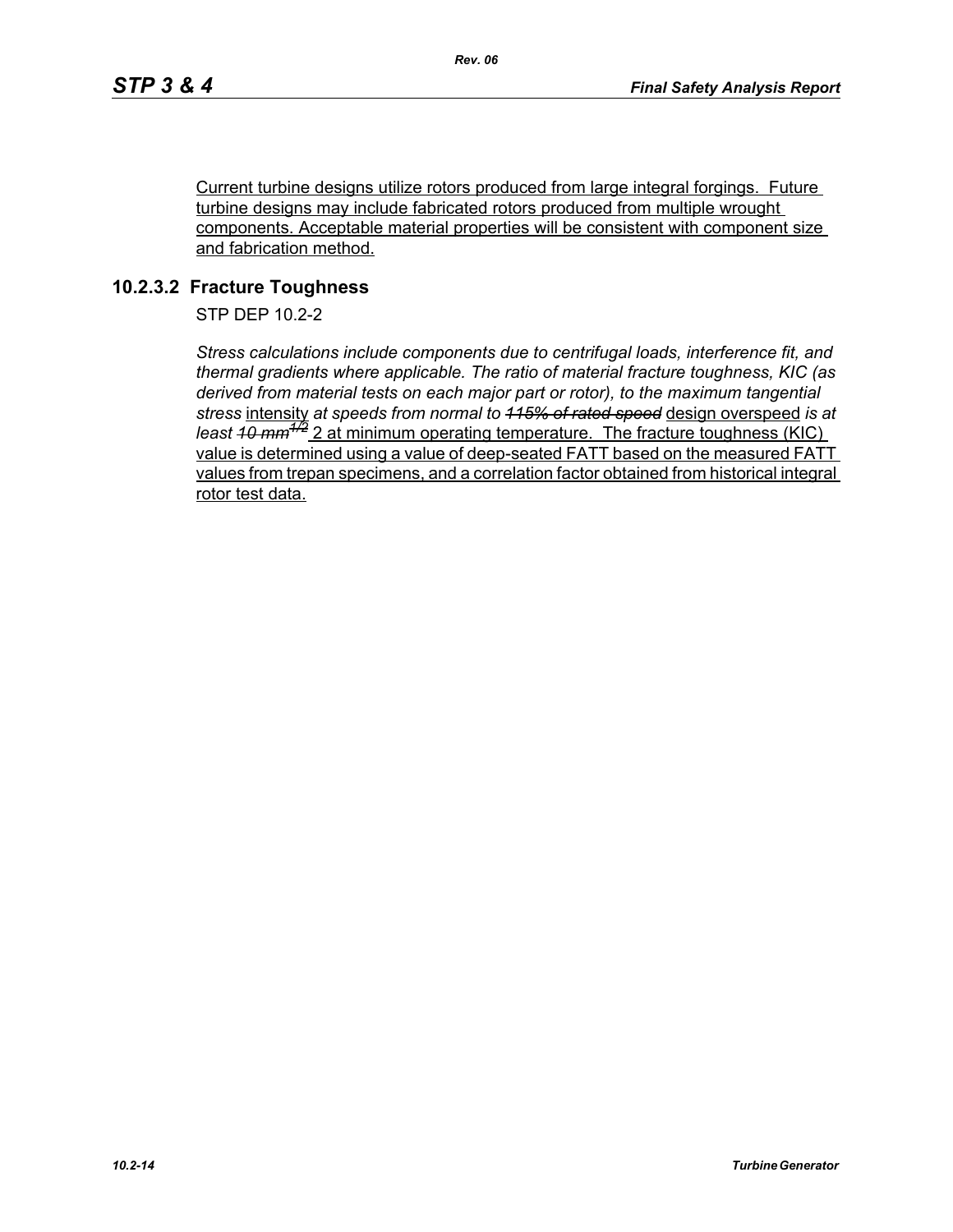Current turbine designs utilize rotors produced from large integral forgings. Future turbine designs may include fabricated rotors produced from multiple wrought components. Acceptable material properties will be consistent with component size and fabrication method.

## 10.2.3.2 Fracture Toughness

STP DEP 10.2-2

*Stress calculations include components due to centrifugal loads, interference fit, and thermal gradients where applicable. The ratio of material fracture toughness, KIC (as derived from material tests on each major part or rotor), to the maximum tangential stress* intensity *at speeds from normal to ~~115% of rated speed~~* design overspeed *is at least ~~10 mm^1/2^~~* 2 at minimum operating temperature. The fracture toughness (KIC) value is determined using a value of deep-seated FATT based on the measured FATT values from trepan specimens, and a correlation factor obtained from historical integral rotor test data.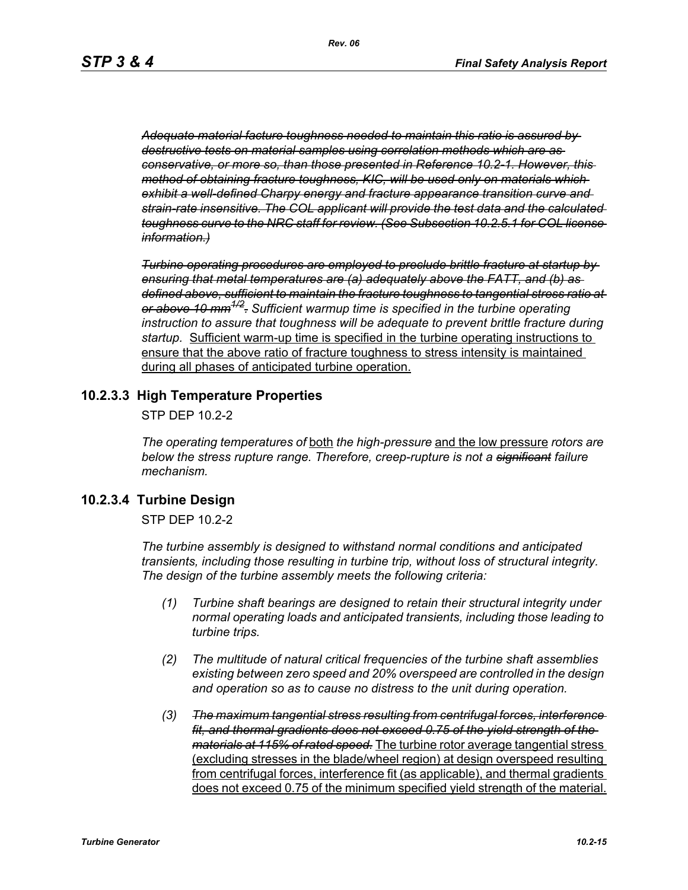~~*Adequate material facture toughness needed to maintain this ratio is assured by destructive tests on material samples using correlation methods which are as conservative, or more so, than those presented in Reference 10.2-1. However, this method of obtaining fracture toughness, KIC, will be used only on materials which exhibit a well-defined Charpy energy and fracture appearance transition curve and strain-rate insensitive. The COL applicant will provide the test data and the calculated toughness curve to the NRC staff for review. (See Subsection 10.2.5.1 for COL license information.)*~~

~~*Turbine operating procedures are employed to preclude brittle fracture at startup by ensuring that metal temperatures are (a) adequately above the FATT, and (b) as defined above, sufficient to maintain the fracture toughness to tangential stress ratio at or above 10 mm*~~$^{1/2}$~~*.*~~ *Sufficient warmup time is specified in the turbine operating instruction to assure that toughness will be adequate to prevent brittle fracture during startup.* <u>Sufficient warm-up time is specified in the turbine operating instructions to ensure that the above ratio of fracture toughness to stress intensity is maintained during all phases of anticipated turbine operation.</u>

### 10.2.3.3 High Temperature Properties

STP DEP 10.2-2

*The operating temperatures of* <u>both</u> *the high-pressure* <u>and the low pressure</u> *rotors are below the stress rupture range. Therefore, creep-rupture is not a* ~~*significant*~~ *failure mechanism.*

### 10.2.3.4 Turbine Design

STP DEP 10.2-2

*The turbine assembly is designed to withstand normal conditions and anticipated transients, including those resulting in turbine trip, without loss of structural integrity. The design of the turbine assembly meets the following criteria:*

*(1) Turbine shaft bearings are designed to retain their structural integrity under normal operating loads and anticipated transients, including those leading to turbine trips.*

*(2) The multitude of natural critical frequencies of the turbine shaft assemblies existing between zero speed and 20% overspeed are controlled in the design and operation so as to cause no distress to the unit during operation.*

*(3)* ~~*The maximum tangential stress resulting from centrifugal forces, interference fit, and thermal gradients does not exceed 0.75 of the yield strength of the materials at 115% of rated speed.*~~ <u>The turbine rotor average tangential stress (excluding stresses in the blade/wheel region) at design overspeed resulting from centrifugal forces, interference fit (as applicable), and thermal gradients does not exceed 0.75 of the minimum specified yield strength of the material.</u>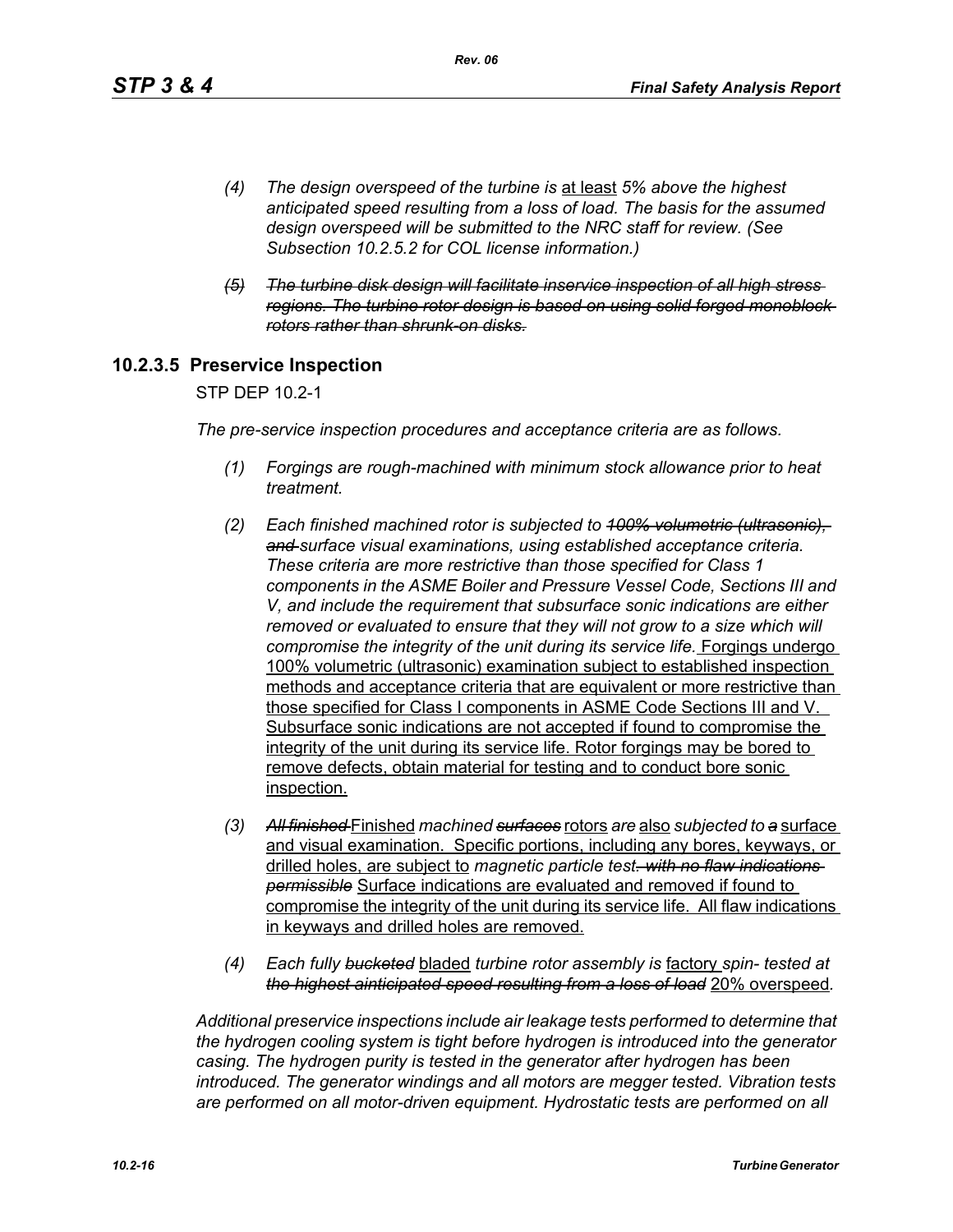*(4) The design overspeed of the turbine is* at least *5% above the highest anticipated speed resulting from a loss of load. The basis for the assumed design overspeed will be submitted to the NRC staff for review. (See Subsection 10.2.5.2 for COL license information.)*

~~*(5) The turbine disk design will facilitate inservice inspection of all high stress regions. The turbine rotor design is based on using solid forged monoblock rotors rather than shrunk-on disks.*~~

### 10.2.3.5 Preservice Inspection

STP DEP 10.2-1

*The pre-service inspection procedures and acceptance criteria are as follows.*

*(1) Forgings are rough-machined with minimum stock allowance prior to heat treatment.*

*(2) Each finished machined rotor is subjected to* ~~*100% volumetric (ultrasonic), and*~~ *surface visual examinations, using established acceptance criteria. These criteria are more restrictive than those specified for Class 1 components in the ASME Boiler and Pressure Vessel Code, Sections III and V, and include the requirement that subsurface sonic indications are either removed or evaluated to ensure that they will not grow to a size which will compromise the integrity of the unit during its service life.* Forgings undergo 100% volumetric (ultrasonic) examination subject to established inspection methods and acceptance criteria that are equivalent or more restrictive than those specified for Class I components in ASME Code Sections III and V. Subsurface sonic indications are not accepted if found to compromise the integrity of the unit during its service life. Rotor forgings may be bored to remove defects, obtain material for testing and to conduct bore sonic inspection.

*(3)* ~~*All finished*~~ Finished *machined* ~~*surfaces*~~ rotors *are* also *subjected to* ~~*a*~~ surface and visual examination. Specific portions, including any bores, keyways, or drilled holes, are subject to *magnetic particle test*~~*. with no flaw indications permissible*~~ Surface indications are evaluated and removed if found to compromise the integrity of the unit during its service life. All flaw indications in keyways and drilled holes are removed.

*(4) Each fully* ~~*bucketed*~~ bladed *turbine rotor assembly is* factory *spin- tested at* ~~*the highest aiticipated speed resulting from a loss of load*~~ 20% overspeed*.*

*Additional preservice inspections include air leakage tests performed to determine that the hydrogen cooling system is tight before hydrogen is introduced into the generator casing. The hydrogen purity is tested in the generator after hydrogen has been introduced. The generator windings and all motors are megger tested. Vibration tests are performed on all motor-driven equipment. Hydrostatic tests are performed on all*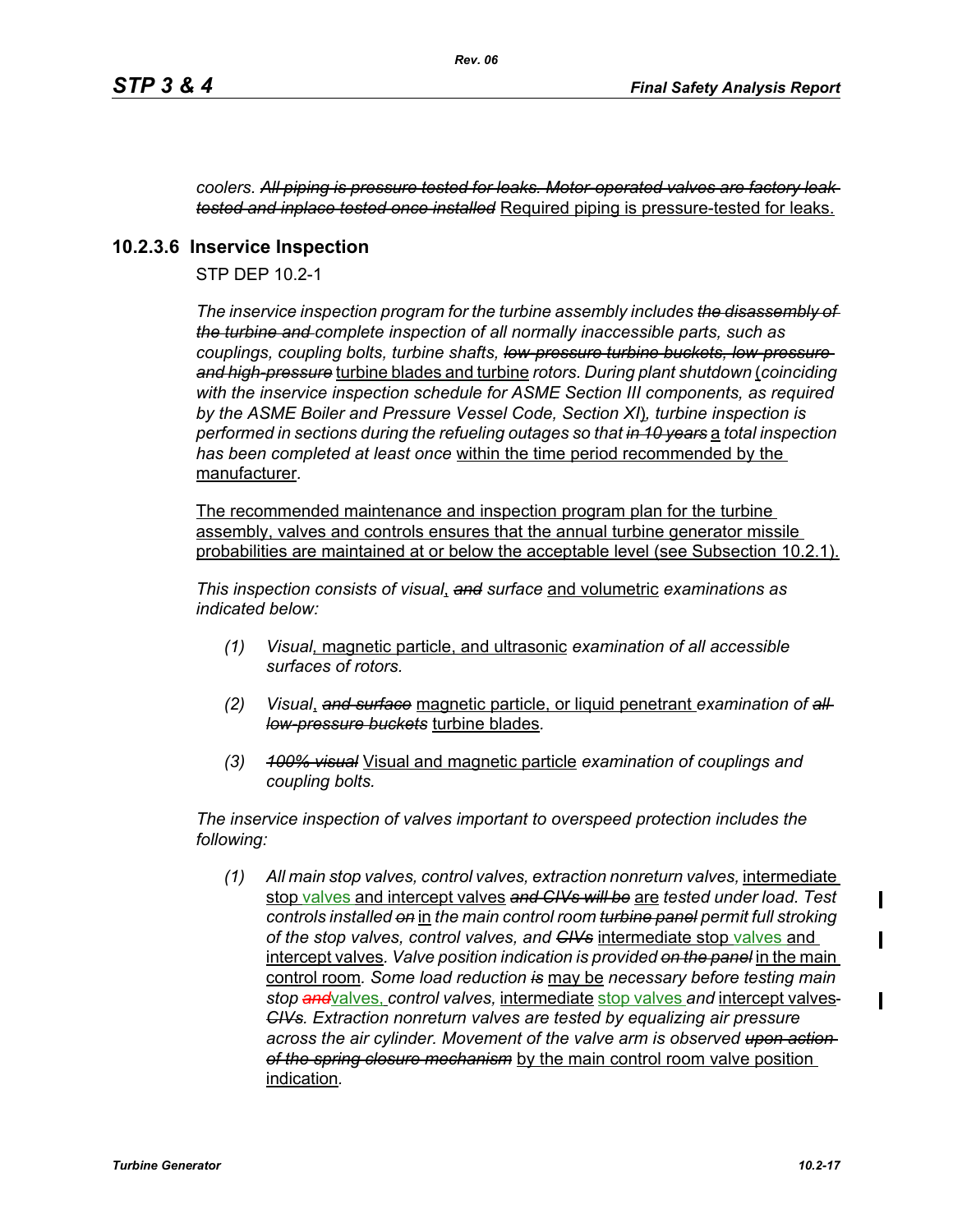*coolers.* ~~*All piping is pressure tested for leaks. Motor-operated valves are factory leak tested and inplace tested once installed*~~ Required piping is pressure-tested for leaks.

### 10.2.3.6 Inservice Inspection

STP DEP 10.2-1

*The inservice inspection program for the turbine assembly includes* ~~*the disassembly of the turbine and*~~ *complete inspection of all normally inaccessible parts, such as couplings, coupling bolts, turbine shafts,* ~~*low-pressure turbine buckets, low-pressure and high-pressure*~~ turbine blades and turbine *rotors. During plant shutdown* (*coinciding with the inservice inspection schedule for ASME Section III components, as required by the ASME Boiler and Pressure Vessel Code, Section XI*)*, turbine inspection is performed in sections during the refueling outages so that* ~~*in 10 years*~~ a *total inspection has been completed at least once* within the time period recommended by the manufacturer.

The recommended maintenance and inspection program plan for the turbine assembly, valves and controls ensures that the annual turbine generator missile probabilities are maintained at or below the acceptable level (see Subsection 10.2.1).

*This inspection consists of visual*, ~~*and*~~ *surface* and volumetric *examinations as indicated below:*

*(1)* *Visual*, magnetic particle, and ultrasonic *examination of all accessible surfaces of rotors.*

*(2)* *Visual*, ~~*and surface*~~ magnetic particle, or liquid penetrant *examination of* ~~*all low-pressure buckets*~~ turbine blades*.*

*(3)* ~~*100% visual*~~ Visual and magnetic particle *examination of couplings and coupling bolts.*

*The inservice inspection of valves important to overspeed protection includes the following:*

*(1)* *All main stop valves, control valves, extraction nonreturn valves,* intermediate stop valves and intercept valves ~~*and CIVs will be*~~ are *tested under load. Test controls installed* ~~*on*~~ in *the main control room* ~~*turbine panel*~~ *permit full stroking of the stop valves, control valves, and* ~~*CIVs*~~ intermediate stop valves and intercept valves*. Valve position indication is provided* ~~*on the panel*~~ in the main control room*. Some load reduction* ~~*is*~~ may be *necessary before testing main stop* ~~*and*~~valves, *control valves,* intermediate stop valves *and* intercept valves ~~*CIVs*~~*. Extraction nonreturn valves are tested by equalizing air pressure across the air cylinder. Movement of the valve arm is observed* ~~*upon action of the spring closure mechanism*~~ by the main control room valve position indication.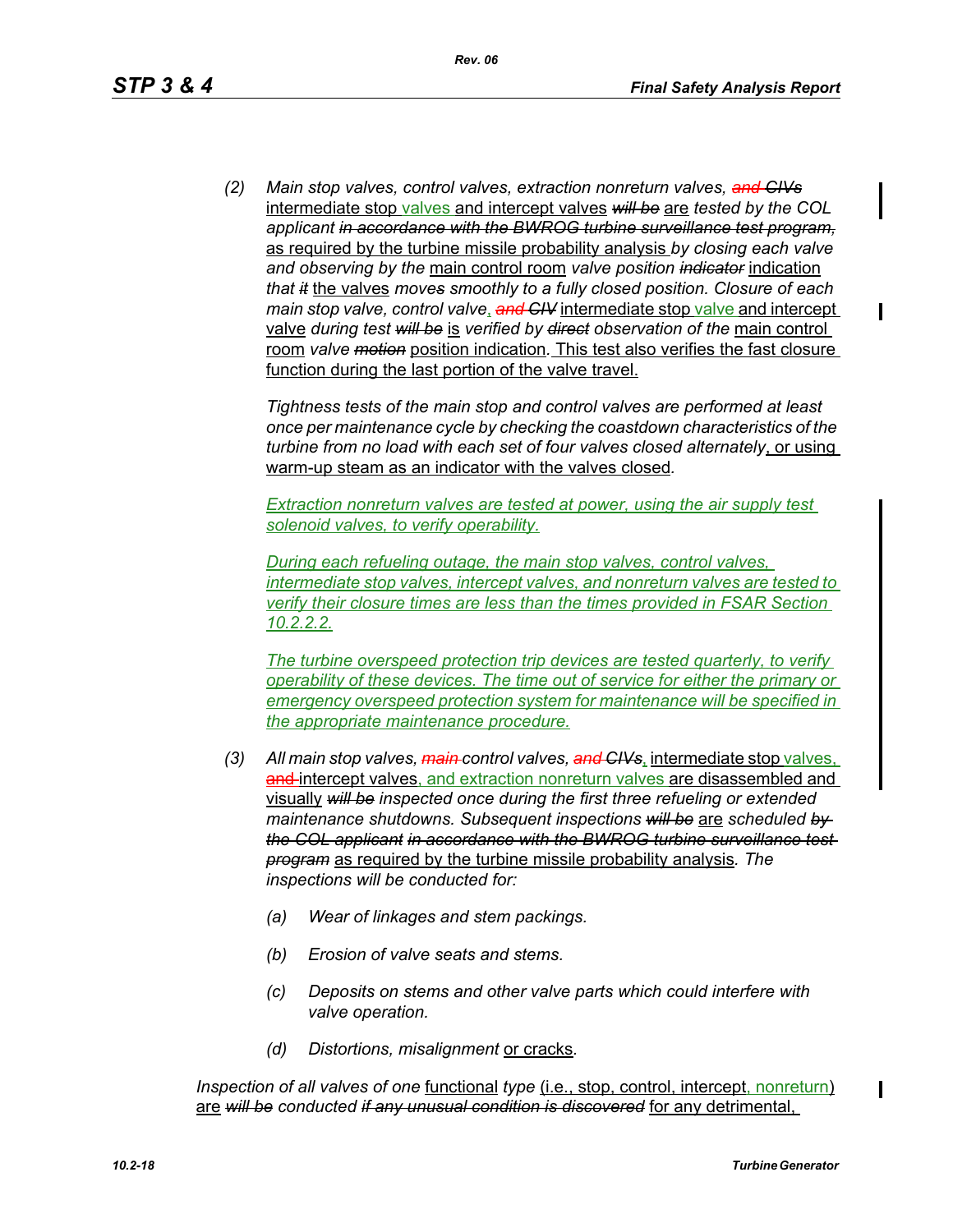(2) *Main stop valves, control valves, extraction nonreturn valves, ~~and CIVs~~* intermediate stop valves and intercept valves ~~*will be*~~ are *tested by the COL applicant* ~~*in accordance with the BWROG turbine surveillance test program,*~~ as required by the turbine missile probability analysis *by closing each valve and observing by the* main control room *valve position* ~~*indicator*~~ indication *that* ~~*it*~~ the valves *moves smoothly to a fully closed position. Closure of each main stop valve, control valve*, ~~*and CIV*~~ intermediate stop valve and intercept valve *during test* ~~*will be*~~ is *verified by* ~~*direct*~~ *observation of the* main control room *valve* ~~*motion*~~ position indication. This test also verifies the fast closure function during the last portion of the valve travel.

*Tightness tests of the main stop and control valves are performed at least once per maintenance cycle by checking the coastdown characteristics of the turbine from no load with each set of four valves closed alternately*, or using warm-up steam as an indicator with the valves closed.

*Extraction nonreturn valves are tested at power, using the air supply test solenoid valves, to verify operability.*

*During each refueling outage, the main stop valves, control valves, intermediate stop valves, intercept valves, and nonreturn valves are tested to verify their closure times are less than the times provided in FSAR Section 10.2.2.2.*

*The turbine overspeed protection trip devices are tested quarterly, to verify operability of these devices. The time out of service for either the primary or emergency overspeed protection system for maintenance will be specified in the appropriate maintenance procedure.*

(3) *All main stop valves,* ~~*main*~~ *control valves,* ~~*and CIVs*~~, intermediate stop valves, ~~and~~ intercept valves, and extraction nonreturn valves are disassembled and visually ~~*will be*~~ *inspected once during the first three refueling or extended maintenance shutdowns. Subsequent inspections* ~~*will be*~~ are *scheduled* ~~*by the COL applicant in accordance with the BWROG turbine surveillance test program*~~ as required by the turbine missile probability analysis*. The inspections will be conducted for:*

(a) *Wear of linkages and stem packings.*

(b) *Erosion of valve seats and stems.*

(c) *Deposits on stems and other valve parts which could interfere with valve operation.*

(d) *Distortions, misalignment* or cracks*.*

*Inspection of all valves of one* functional *type* (i.e., stop, control, intercept, nonreturn) are ~~*will be*~~ *conducted* ~~*if any unusual condition is discovered*~~ for any detrimental,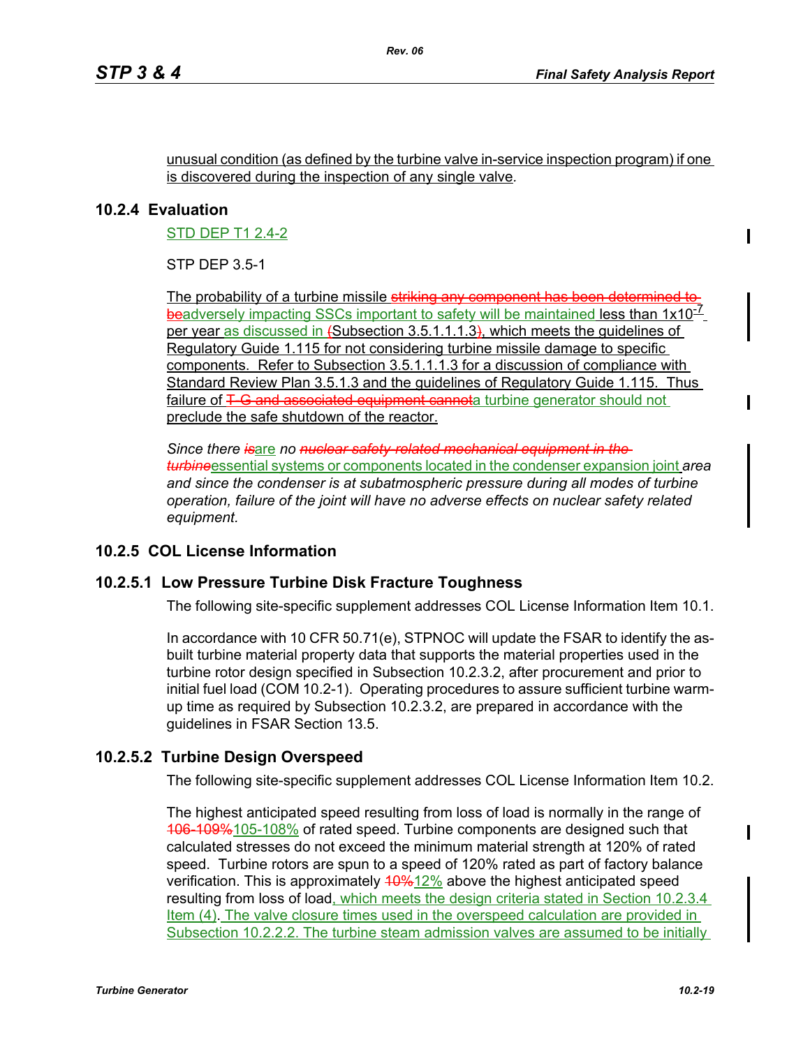unusual condition (as defined by the turbine valve in-service inspection program) if one is discovered during the inspection of any single valve.

## 10.2.4 Evaluation

STD DEP T1 2.4-2

STP DEP 3.5-1

The probability of a turbine missile ~~striking any component has been determined to be~~adversely impacting SSCs important to safety will be maintained less than $1x10^{-7}$ per year as discussed in ~~(~~Subsection 3.5.1.1.1.3~~)~~, which meets the guidelines of Regulatory Guide 1.115 for not considering turbine missile damage to specific components. Refer to Subsection 3.5.1.1.1.3 for a discussion of compliance with Standard Review Plan 3.5.1.3 and the guidelines of Regulatory Guide 1.115. Thus failure of ~~T-G and associated equipment cannot~~a turbine generator should not preclude the safe shutdown of the reactor.

*Since there ~~is~~*are *no ~~nuclear safety-related mechanical equipment in the turbine~~*essential systems or components located in the condenser expansion joint *area and since the condenser is at subatmospheric pressure during all modes of turbine operation, failure of the joint will have no adverse effects on nuclear safety related equipment.*

## 10.2.5 COL License Information

### 10.2.5.1 Low Pressure Turbine Disk Fracture Toughness

The following site-specific supplement addresses COL License Information Item 10.1.

In accordance with 10 CFR 50.71(e), STPNOC will update the FSAR to identify the as-built turbine material property data that supports the material properties used in the turbine rotor design specified in Subsection 10.2.3.2, after procurement and prior to initial fuel load (COM 10.2-1). Operating procedures to assure sufficient turbine warm-up time as required by Subsection 10.2.3.2, are prepared in accordance with the guidelines in FSAR Section 13.5.

### 10.2.5.2 Turbine Design Overspeed

The following site-specific supplement addresses COL License Information Item 10.2.

The highest anticipated speed resulting from loss of load is normally in the range of ~~106-109%~~105-108% of rated speed. Turbine components are designed such that calculated stresses do not exceed the minimum material strength at 120% of rated speed. Turbine rotors are spun to a speed of 120% rated as part of factory balance verification. This is approximately ~~10%~~12% above the highest anticipated speed resulting from loss of load, which meets the design criteria stated in Section 10.2.3.4 Item (4). The valve closure times used in the overspeed calculation are provided in Subsection 10.2.2.2. The turbine steam admission valves are assumed to be initially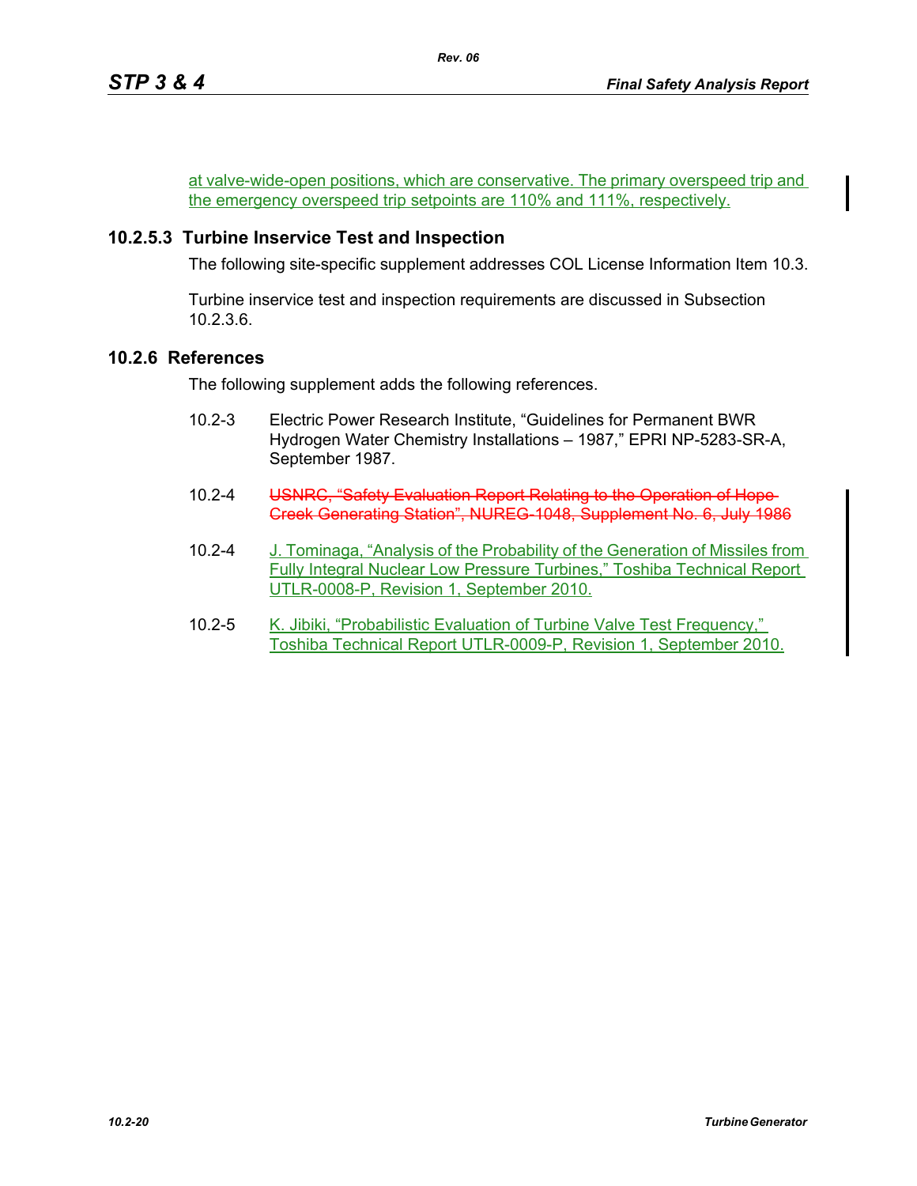at valve-wide-open positions, which are conservative. The primary overspeed trip and the emergency overspeed trip setpoints are 110% and 111%, respectively.

### 10.2.5.3 Turbine Inservice Test and Inspection

The following site-specific supplement addresses COL License Information Item 10.3.

Turbine inservice test and inspection requirements are discussed in Subsection 10.2.3.6.

## 10.2.6 References

The following supplement adds the following references.

10.2-3 Electric Power Research Institute, “Guidelines for Permanent BWR Hydrogen Water Chemistry Installations – 1987,” EPRI NP-5283-SR-A, September 1987.

10.2-4 ~~USNRC, “Safety Evaluation Report Relating to the Operation of Hope Creek Generating Station”, NUREG-1048, Supplement No. 6, July 1986~~

10.2-4 J. Tominaga, “Analysis of the Probability of the Generation of Missiles from Fully Integral Nuclear Low Pressure Turbines,” Toshiba Technical Report UTLR-0008-P, Revision 1, September 2010.

10.2-5 K. Jibiki, “Probabilistic Evaluation of Turbine Valve Test Frequency,” Toshiba Technical Report UTLR-0009-P, Revision 1, September 2010.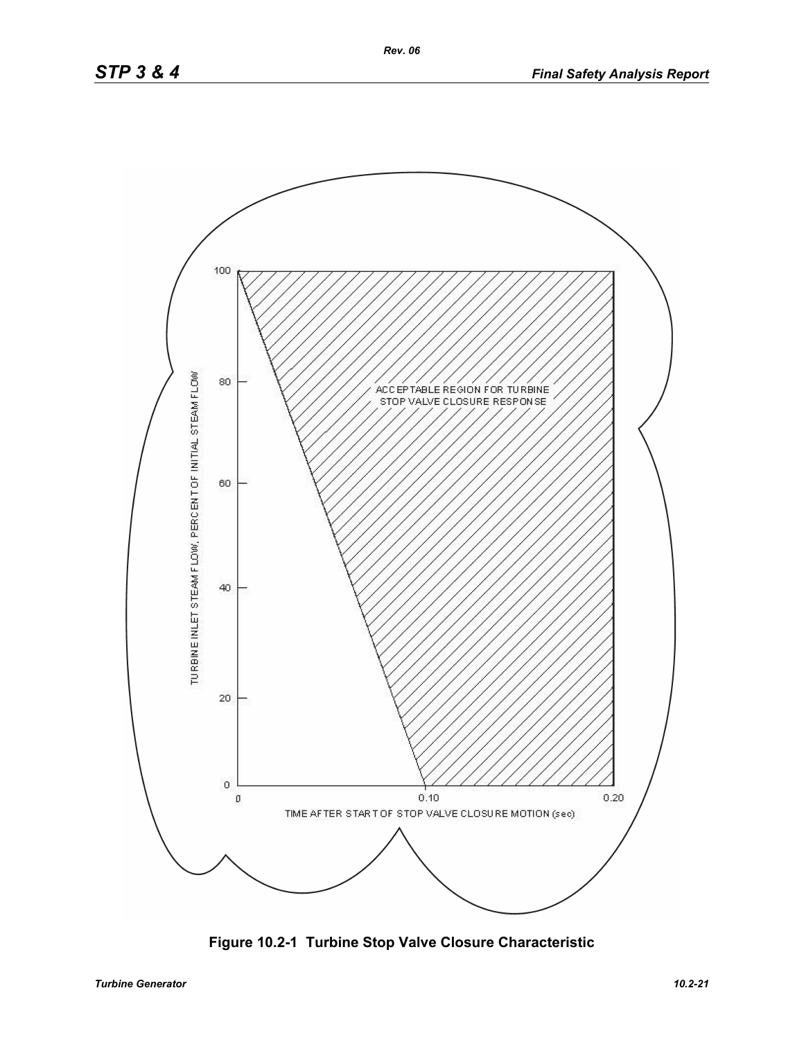TURBINE INLET STEAM FLOW, PERCENT OF INITIAL STEAM FLOW

100

80

60

40

20

0

ACCEPTABLE REGION FOR TURBINE STOP VALVE CLOSURE RESPONSE

0 0.10 0.20

TIME AFTER START OF STOP VALVE CLOSURE MOTION (sec)

**Figure 10.2-1 Turbine Stop Valve Closure Characteristic**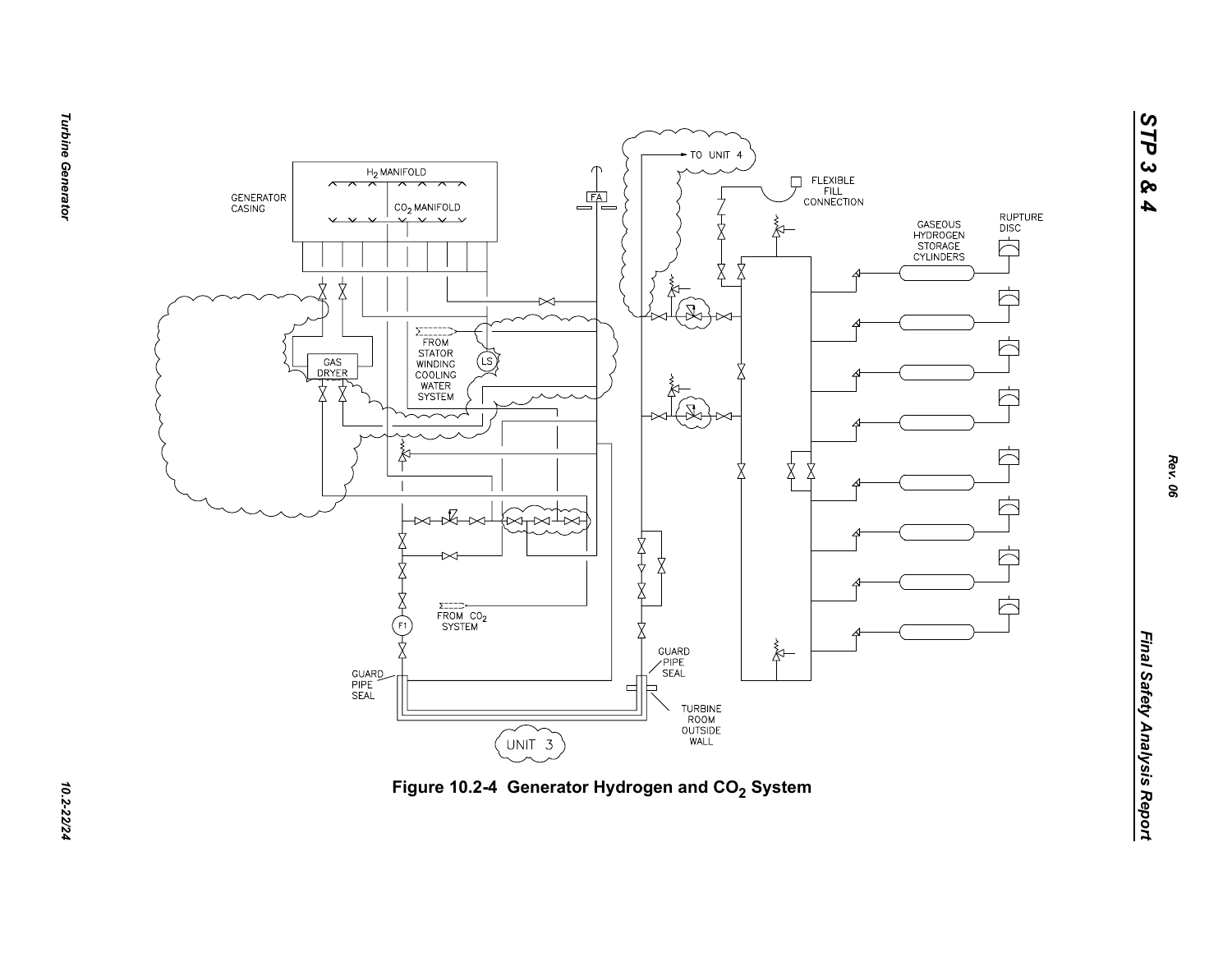H$_2$ MANIFOLD

GENERATOR CASING

CO$_2$ MANIFOLD

FA

TO UNIT 4

FLEXIBLE FILL CONNECTION

GASEOUS HYDROGEN STORAGE CYLINDERS

RUPTURE DISC

GAS DRYER

FROM STATOR WINDING COOLING WATER SYSTEM

LS

FROM CO$_2$ SYSTEM

F1

GUARD PIPE SEAL

GUARD PIPE SEAL

TURBINE ROOM OUTSIDE WALL

UNIT 3

Figure 10.2-4 Generator Hydrogen and $CO_2$ System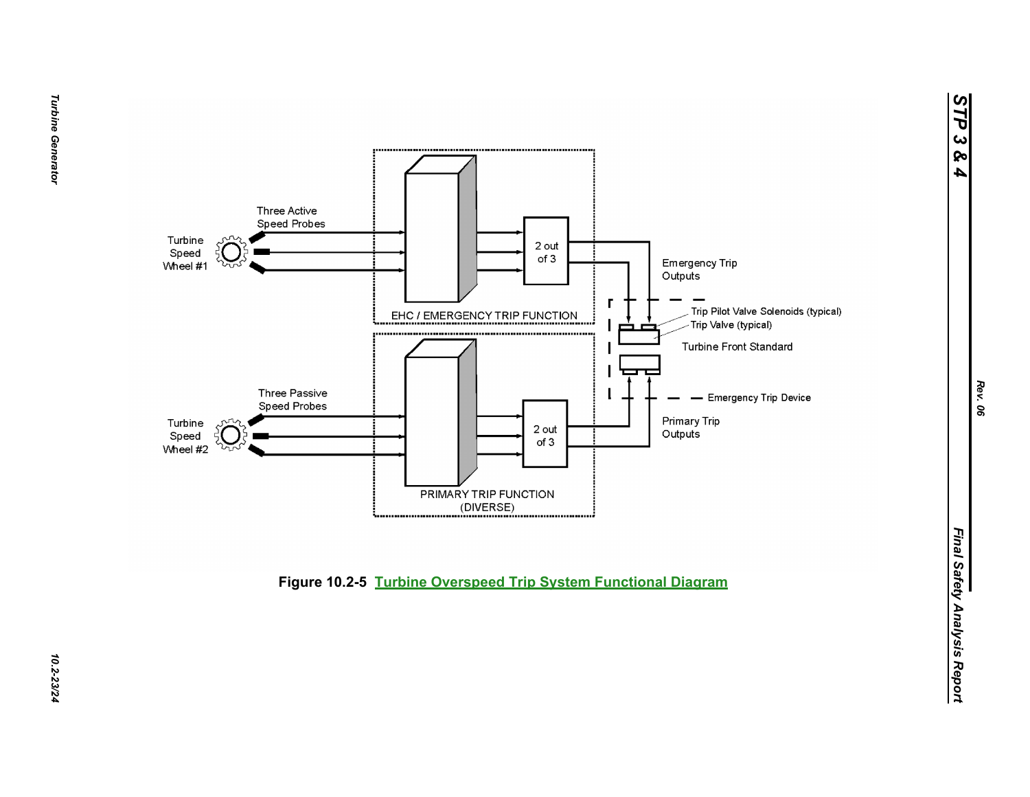Three Active
Speed Probes

Turbine
Speed
Wheel #1

2 out
of 3

EHC / EMERGENCY TRIP FUNCTION

Emergency Trip
Outputs

Trip Pilot Valve Solenoids (typical)
Trip Valve (typical)

Turbine Front Standard

Emergency Trip Device

Three Passive
Speed Probes

Turbine
Speed
Wheel #2

2 out
of 3

PRIMARY TRIP FUNCTION
(DIVERSE)

Primary Trip
Outputs

**Figure 10.2-5 Turbine Overspeed Trip System Functional Diagram**